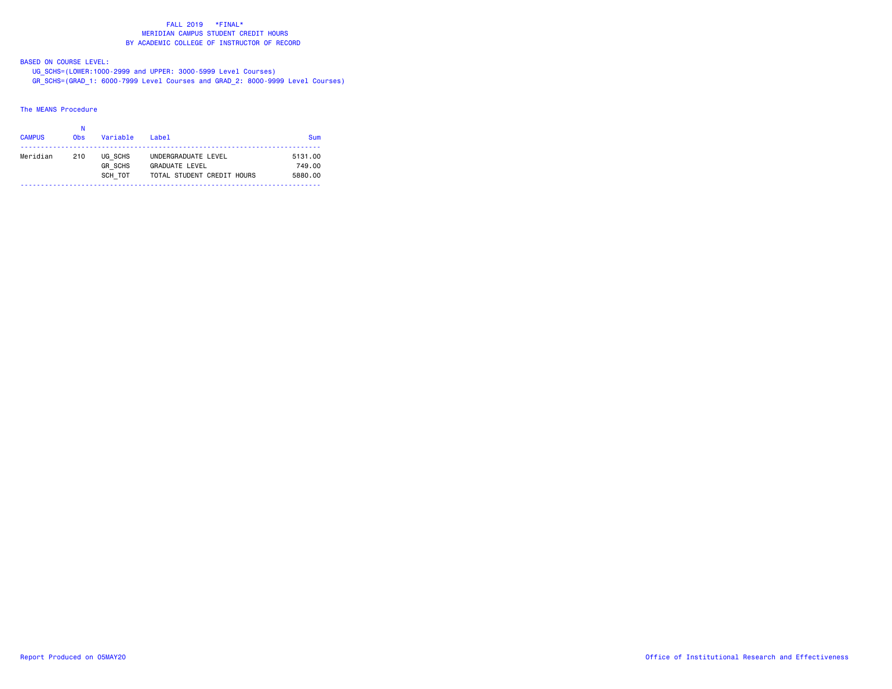# FALL 2019 *FINAL*

## MERIDIAN CAMPUS STUDENT CREDIT HOURS

## BY ACADEMIC COLLEGE OF INSTRUCTOR OF RECORD

BASED ON COURSE LEVEL:

UG_SCHS=(LOWER:1000-2999 and UPPER: 3000-5999 Level Courses)

GR_SCHS=(GRAD_1: 6000-7999 Level Courses and GRAD_2: 8000-9999 Level Courses)

The MEANS Procedure

| CAMPUS | N Obs | Variable | Label | Sum |
|---|---|---|---|---|
| Meridian | 210 | UG_SCHS | UNDERGRADUATE LEVEL | 5131.00 |
| | | GR_SCHS | GRADUATE LEVEL | 749.00 |
| | | SCH_TOT | TOTAL STUDENT CREDIT HOURS | 5880.00 |

Report Produced on 05MAY20

Office of Institutional Research and Effectiveness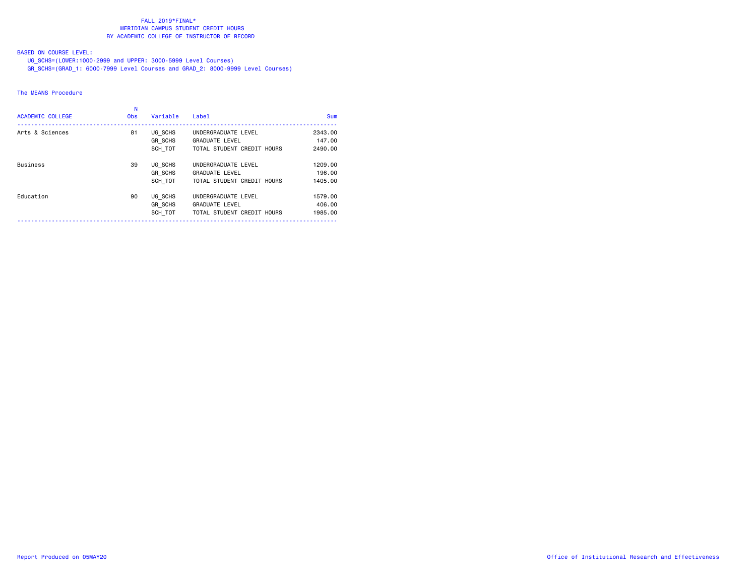FALL 2019*FINAL*
MERIDIAN CAMPUS STUDENT CREDIT HOURS
BY ACADEMIC COLLEGE OF INSTRUCTOR OF RECORD

BASED ON COURSE LEVEL:
UG_SCHS=(LOWER:1000-2999 and UPPER: 3000-5999 Level Courses)
GR_SCHS=(GRAD_1: 6000-7999 Level Courses and GRAD_2: 8000-9999 Level Courses)

The MEANS Procedure

| ACADEMIC COLLEGE | N Obs | Variable | Label | Sum |
|---|---|---|---|---|
| Arts & Sciences | 81 | UG_SCHS | UNDERGRADUATE LEVEL | 2343.00 |
| | | GR_SCHS | GRADUATE LEVEL | 147.00 |
| | | SCH_TOT | TOTAL STUDENT CREDIT HOURS | 2490.00 |
| Business | 39 | UG_SCHS | UNDERGRADUATE LEVEL | 1209.00 |
| | | GR_SCHS | GRADUATE LEVEL | 196.00 |
| | | SCH_TOT | TOTAL STUDENT CREDIT HOURS | 1405.00 |
| Education | 90 | UG_SCHS | UNDERGRADUATE LEVEL | 1579.00 |
| | | GR_SCHS | GRADUATE LEVEL | 406.00 |
| | | SCH_TOT | TOTAL STUDENT CREDIT HOURS | 1985.00 |

Report Produced on 05MAY20

Office of Institutional Research and Effectiveness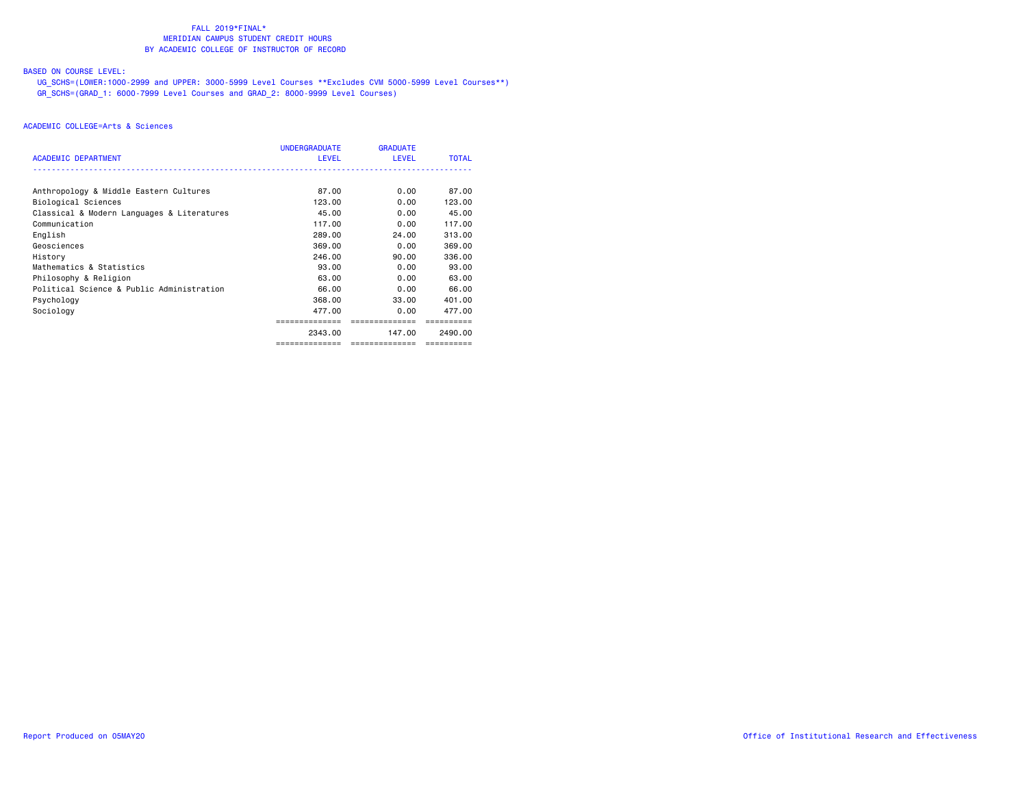FALL 2019*FINAL*
MERIDIAN CAMPUS STUDENT CREDIT HOURS
BY ACADEMIC COLLEGE OF INSTRUCTOR OF RECORD

BASED ON COURSE LEVEL:
UG_SCHS=(LOWER:1000-2999 and UPPER: 3000-5999 Level Courses **Excludes CVM 5000-5999 Level Courses**)
GR_SCHS=(GRAD_1: 6000-7999 Level Courses and GRAD_2: 8000-9999 Level Courses)

ACADEMIC COLLEGE=Arts & Sciences

| ACADEMIC DEPARTMENT | UNDERGRADUATE LEVEL | GRADUATE LEVEL | TOTAL |
|---|---|---|---|
| Anthropology & Middle Eastern Cultures | 87.00 | 0.00 | 87.00 |
| Biological Sciences | 123.00 | 0.00 | 123.00 |
| Classical & Modern Languages & Literatures | 45.00 | 0.00 | 45.00 |
| Communication | 117.00 | 0.00 | 117.00 |
| English | 289.00 | 24.00 | 313.00 |
| Geosciences | 369.00 | 0.00 | 369.00 |
| History | 246.00 | 90.00 | 336.00 |
| Mathematics & Statistics | 93.00 | 0.00 | 93.00 |
| Philosophy & Religion | 63.00 | 0.00 | 63.00 |
| Political Science & Public Administration | 66.00 | 0.00 | 66.00 |
| Psychology | 368.00 | 33.00 | 401.00 |
| Sociology | 477.00 | 0.00 | 477.00 |
| | 2343.00 | 147.00 | 2490.00 |

Report Produced on 05MAY20

Office of Institutional Research and Effectiveness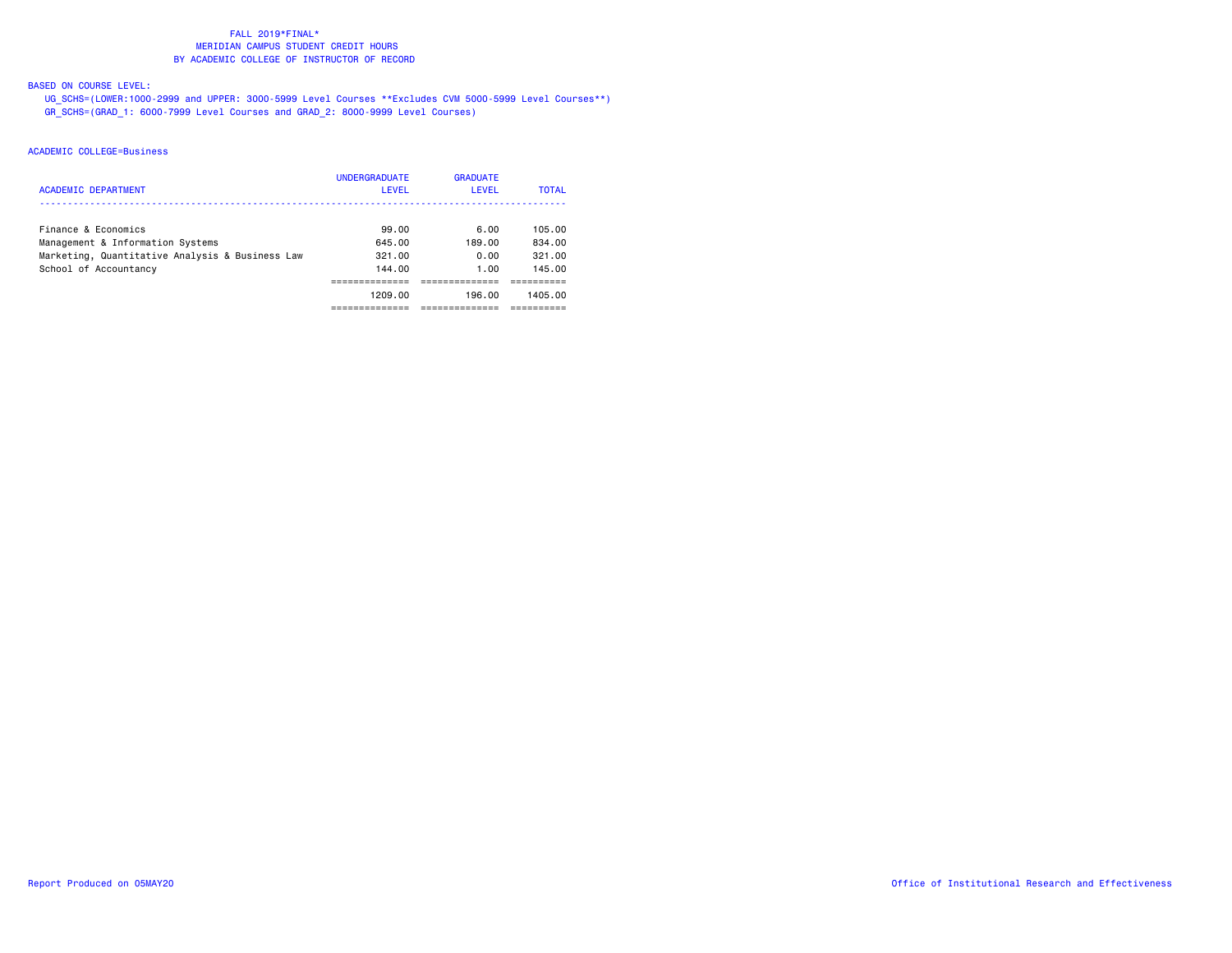FALL 2019*FINAL*
MERIDIAN CAMPUS STUDENT CREDIT HOURS
BY ACADEMIC COLLEGE OF INSTRUCTOR OF RECORD

BASED ON COURSE LEVEL:
UG_SCHS=(LOWER:1000-2999 and UPPER: 3000-5999 Level Courses **Excludes CVM 5000-5999 Level Courses**)
GR_SCHS=(GRAD_1: 6000-7999 Level Courses and GRAD_2: 8000-9999 Level Courses)

ACADEMIC COLLEGE=Business

| ACADEMIC DEPARTMENT | UNDERGRADUATE LEVEL | GRADUATE LEVEL | TOTAL |
|---|---|---|---|
| Finance & Economics | 99.00 | 6.00 | 105.00 |
| Management & Information Systems | 645.00 | 189.00 | 834.00 |
| Marketing, Quantitative Analysis & Business Law | 321.00 | 0.00 | 321.00 |
| School of Accountancy | 144.00 | 1.00 | 145.00 |
| | 1209.00 | 196.00 | 1405.00 |

Report Produced on 05MAY20

Office of Institutional Research and Effectiveness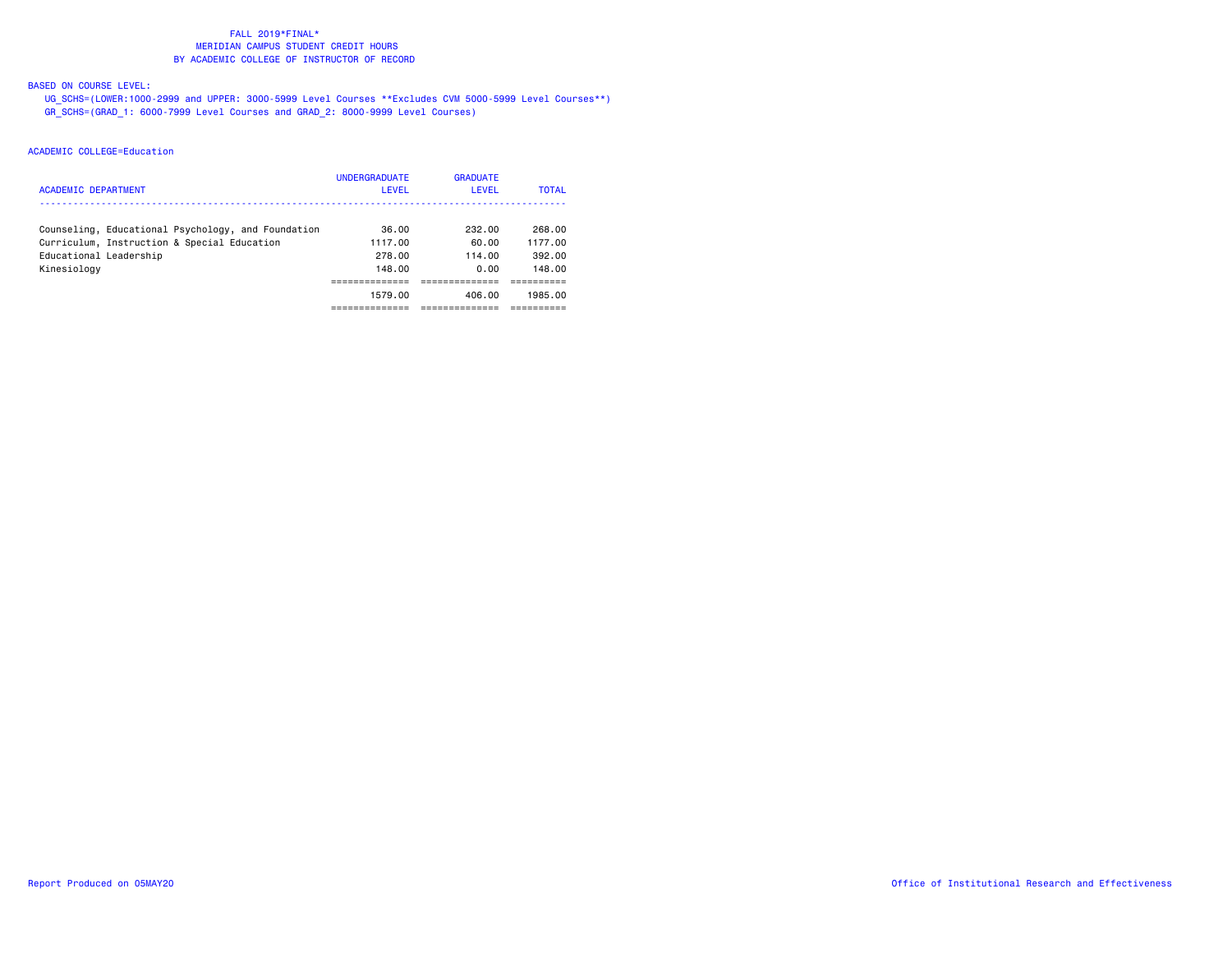FALL 2019*FINAL*
MERIDIAN CAMPUS STUDENT CREDIT HOURS
BY ACADEMIC COLLEGE OF INSTRUCTOR OF RECORD

BASED ON COURSE LEVEL:

UG_SCHS=(LOWER:1000-2999 and UPPER: 3000-5999 Level Courses **Excludes CVM 5000-5999 Level Courses**)
GR_SCHS=(GRAD_1: 6000-7999 Level Courses and GRAD_2: 8000-9999 Level Courses)

ACADEMIC COLLEGE=Education

| ACADEMIC DEPARTMENT | UNDERGRADUATE LEVEL | GRADUATE LEVEL | TOTAL |
|---|---|---|---|
| Counseling, Educational Psychology, and Foundation | 36.00 | 232.00 | 268.00 |
| Curriculum, Instruction & Special Education | 1117.00 | 60.00 | 1177.00 |
| Educational Leadership | 278.00 | 114.00 | 392.00 |
| Kinesiology | 148.00 | 0.00 | 148.00 |
| | 1579.00 | 406.00 | 1985.00 |

Report Produced on 05MAY20

Office of Institutional Research and Effectiveness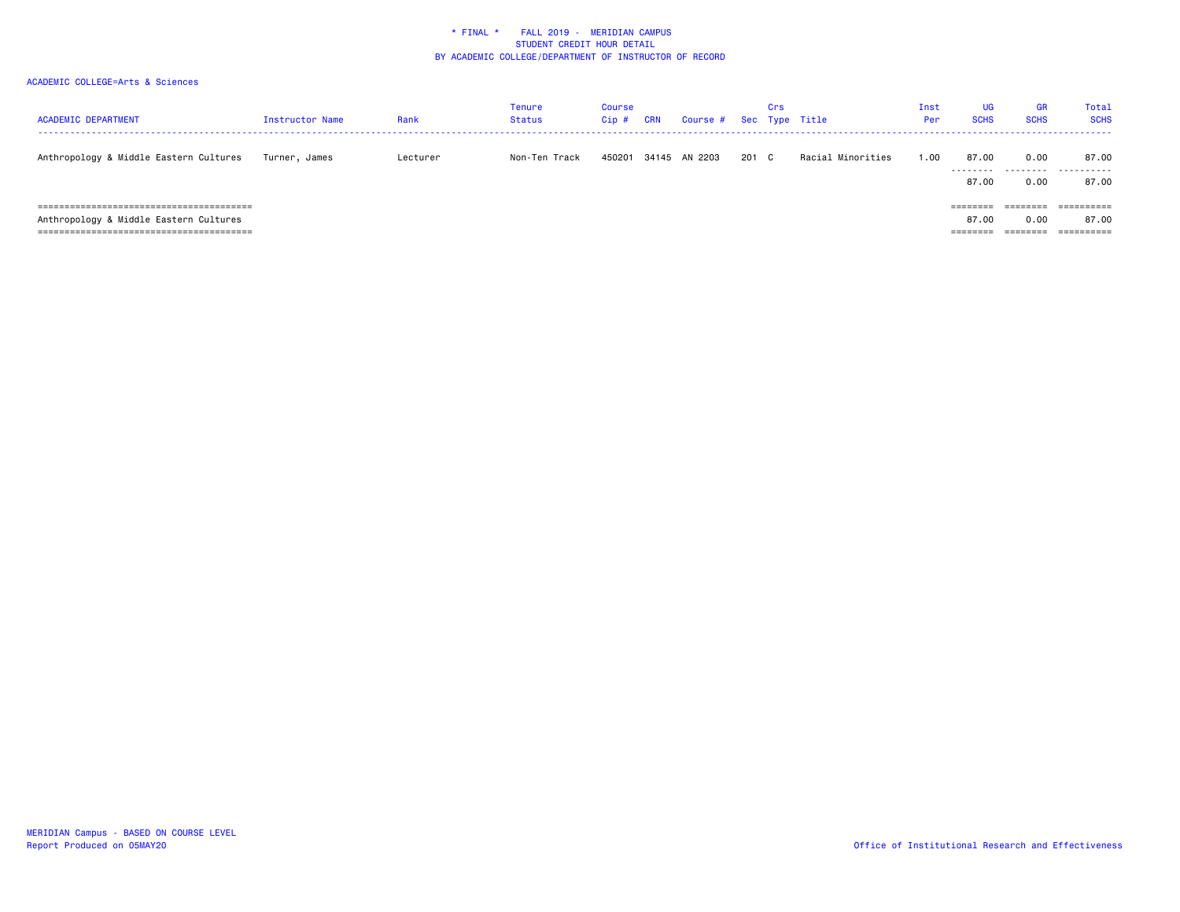\* FINAL \* FALL 2019 - MERIDIAN CAMPUS
STUDENT CREDIT HOUR DETAIL
BY ACADEMIC COLLEGE/DEPARTMENT OF INSTRUCTOR OF RECORD

ACADEMIC COLLEGE=Arts & Sciences

| ACADEMIC DEPARTMENT | Instructor Name | Rank | Tenure Status | Course Cip # | CRN | Course # | Sec | Crs Type | Title | Inst Per | UG SCHS | GR SCHS | Total SCHS |
|---|---|---|---|---|---|---|---|---|---|---|---|---|---|
| Anthropology & Middle Eastern Cultures | Turner, James | Lecturer | Non-Ten Track | 450201 | 34145 | AN 2203 | 201 | C | Racial Minorities | 1.00 | 87.00 | 0.00 | 87.00 |
| | | | | | | | | | | | 87.00 | 0.00 | 87.00 |
| Anthropology & Middle Eastern Cultures | | | | | | | | | | | 87.00 | 0.00 | 87.00 |

MERIDIAN Campus - BASED ON COURSE LEVEL
Report Produced on 05MAY20

Office of Institutional Research and Effectiveness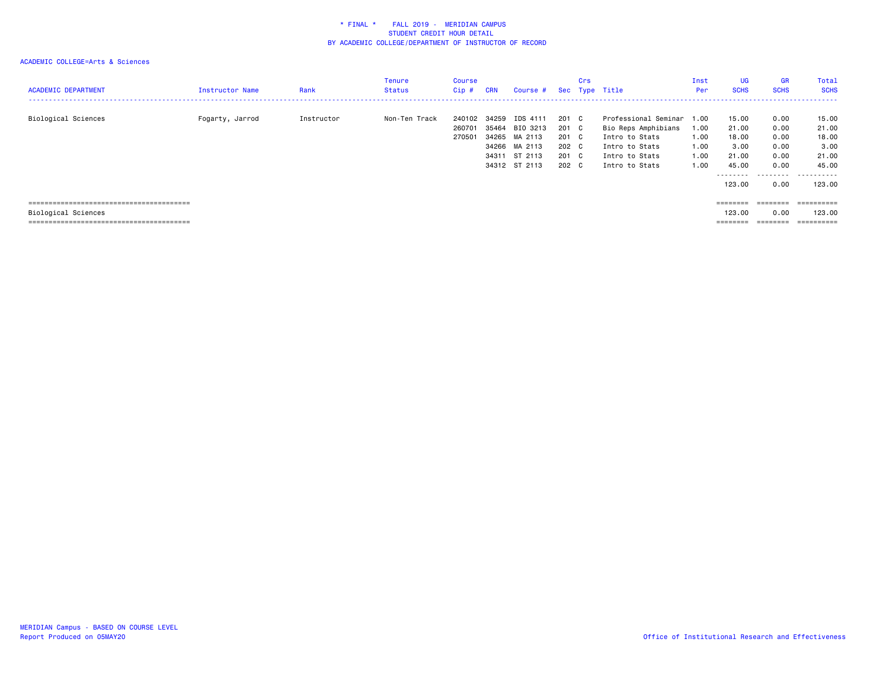* FINAL * FALL 2019 - MERIDIAN CAMPUS
STUDENT CREDIT HOUR DETAIL
BY ACADEMIC COLLEGE/DEPARTMENT OF INSTRUCTOR OF RECORD

ACADEMIC COLLEGE=Arts & Sciences

| ACADEMIC DEPARTMENT | Instructor Name | Rank | Tenure Status | Course Cip # | CRN | Course # | Sec | Crs Type | Title | Inst Per | UG SCHS | GR SCHS | Total SCHS |
|---|---|---|---|---|---|---|---|---|---|---|---|---|---|
| Biological Sciences | Fogarty, Jarrod | Instructor | Non-Ten Track | 240102 | 34259 | IDS 4111 | 201 | C | Professional Seminar | 1.00 | 15.00 | 0.00 | 15.00 |
| | | | | 260701 | 35464 | BIO 3213 | 201 | C | Bio Reps Amphibians | 1.00 | 21.00 | 0.00 | 21.00 |
| | | | | 270501 | 34265 | MA 2113 | 201 | C | Intro to Stats | 1.00 | 18.00 | 0.00 | 18.00 |
| | | | | | 34266 | MA 2113 | 202 | C | Intro to Stats | 1.00 | 3.00 | 0.00 | 3.00 |
| | | | | | 34311 | ST 2113 | 201 | C | Intro to Stats | 1.00 | 21.00 | 0.00 | 21.00 |
| | | | | | 34312 | ST 2113 | 202 | C | Intro to Stats | 1.00 | 45.00 | 0.00 | 45.00 |
| | | | | | | | | | | | 123.00 | 0.00 | 123.00 |
| Biological Sciences | | | | | | | | | | | 123.00 | 0.00 | 123.00 |

MERIDIAN Campus - BASED ON COURSE LEVEL
Report Produced on 05MAY20

Office of Institutional Research and Effectiveness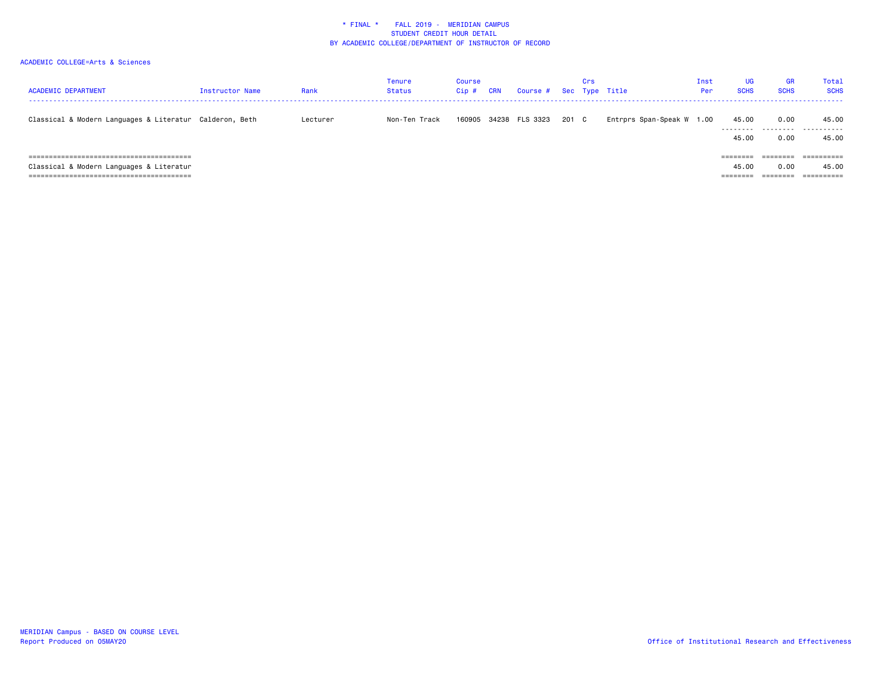\* FINAL \* FALL 2019 - MERIDIAN CAMPUS
STUDENT CREDIT HOUR DETAIL
BY ACADEMIC COLLEGE/DEPARTMENT OF INSTRUCTOR OF RECORD

ACADEMIC COLLEGE=Arts & Sciences

| ACADEMIC DEPARTMENT | Instructor Name | Rank | Tenure Status | Course Cip # | CRN | Course # | Sec | Crs Type | Title | Inst Per | UG SCHS | GR SCHS | Total SCHS |
|---|---|---|---|---|---|---|---|---|---|---|---|---|---|
| Classical & Modern Languages & Literatur | Calderon, Beth | Lecturer | Non-Ten Track | 160905 | 34238 | FLS 3323 | 201 | C | Entrprs Span-Speak W | 1.00 | 45.00 | 0.00 | 45.00 |
| | | | | | | | | | | | 45.00 | 0.00 | 45.00 |
| Classical & Modern Languages & Literatur | | | | | | | | | | | 45.00 | 0.00 | 45.00 |

MERIDIAN Campus - BASED ON COURSE LEVEL
Report Produced on 05MAY20

Office of Institutional Research and Effectiveness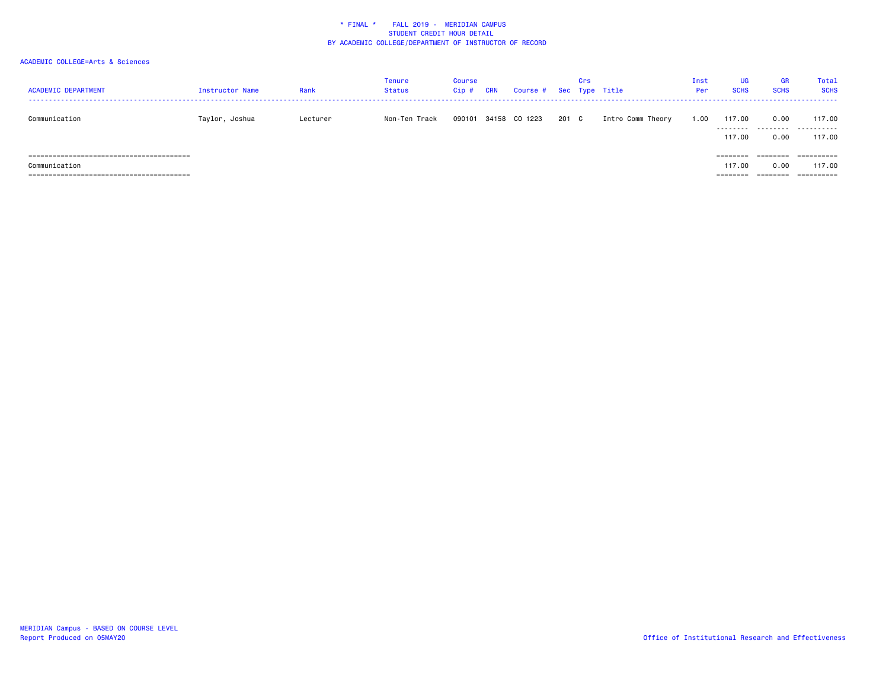\* FINAL \*    FALL 2019 -  MERIDIAN CAMPUS
STUDENT CREDIT HOUR DETAIL
BY ACADEMIC COLLEGE/DEPARTMENT OF INSTRUCTOR OF RECORD

ACADEMIC COLLEGE=Arts & Sciences

| ACADEMIC DEPARTMENT | Instructor Name | Rank | Tenure Status | Course Cip # | CRN | Course # | Sec | Crs Type | Title | Inst Per | UG SCHS | GR SCHS | Total SCHS |
|---|---|---|---|---|---|---|---|---|---|---|---|---|---|
| Communication | Taylor, Joshua | Lecturer | Non-Ten Track | 090101 | 34158 | CO 1223 | 201 | C | Intro Comm Theory | 1.00 | 117.00 | 0.00 | 117.00 |
| | | | | | | | | | | | 117.00 | 0.00 | 117.00 |
| Communication | | | | | | | | | | | 117.00 | 0.00 | 117.00 |

MERIDIAN Campus - BASED ON COURSE LEVEL
Report Produced on 05MAY20

Office of Institutional Research and Effectiveness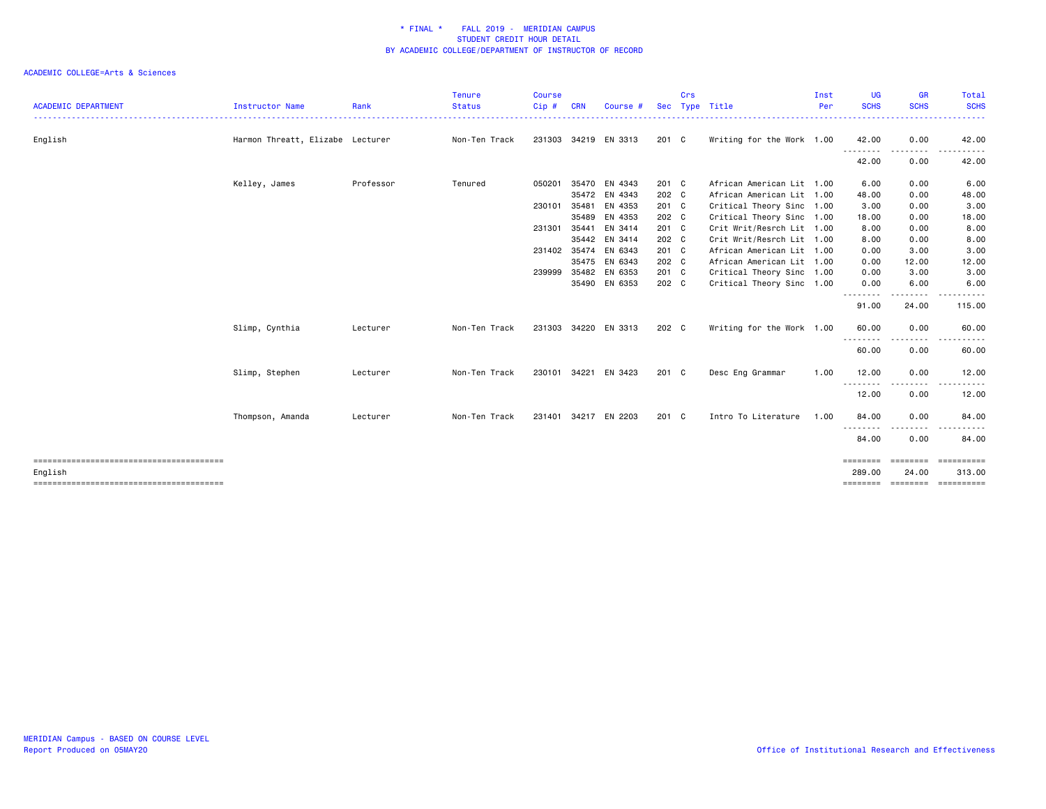\* FINAL \* FALL 2019 - MERIDIAN CAMPUS
STUDENT CREDIT HOUR DETAIL
BY ACADEMIC COLLEGE/DEPARTMENT OF INSTRUCTOR OF RECORD

ACADEMIC COLLEGE=Arts & Sciences

| ACADEMIC DEPARTMENT | Instructor Name | Rank | Tenure Status | Course Cip # | CRN | Course # | Sec | Crs Type | Title | Inst Per | UG SCHS | GR SCHS | Total SCHS |
|---|---|---|---|---|---|---|---|---|---|---|---|---|---|
| English | Harmon Threatt, Elizabe | Lecturer | Non-Ten Track | 231303 | 34219 | EN 3313 | 201 | C | Writing for the Work | 1.00 | 42.00 | 0.00 | 42.00 |
| | | | | | | | | | | | 42.00 | 0.00 | 42.00 |
| | Kelley, James | Professor | Tenured | 050201 | 35470 | EN 4343 | 201 | C | African American Lit | 1.00 | 6.00 | 0.00 | 6.00 |
| | | | | | 35472 | EN 4343 | 202 | C | African American Lit | 1.00 | 48.00 | 0.00 | 48.00 |
| | | | | 230101 | 35481 | EN 4353 | 201 | C | Critical Theory Sinc | 1.00 | 3.00 | 0.00 | 3.00 |
| | | | | | 35489 | EN 4353 | 202 | C | Critical Theory Sinc | 1.00 | 18.00 | 0.00 | 18.00 |
| | | | | 231301 | 35441 | EN 3414 | 201 | C | Crit Writ/Resrch Lit | 1.00 | 8.00 | 0.00 | 8.00 |
| | | | | | 35442 | EN 3414 | 202 | C | Crit Writ/Resrch Lit | 1.00 | 8.00 | 0.00 | 8.00 |
| | | | | 231402 | 35474 | EN 6343 | 201 | C | African American Lit | 1.00 | 0.00 | 3.00 | 3.00 |
| | | | | | 35475 | EN 6343 | 202 | C | African American Lit | 1.00 | 0.00 | 12.00 | 12.00 |
| | | | | 239999 | 35482 | EN 6353 | 201 | C | Critical Theory Sinc | 1.00 | 0.00 | 3.00 | 3.00 |
| | | | | | 35490 | EN 6353 | 202 | C | Critical Theory Sinc | 1.00 | 0.00 | 6.00 | 6.00 |
| | | | | | | | | | | | 91.00 | 24.00 | 115.00 |
| | Slimp, Cynthia | Lecturer | Non-Ten Track | 231303 | 34220 | EN 3313 | 202 | C | Writing for the Work | 1.00 | 60.00 | 0.00 | 60.00 |
| | | | | | | | | | | | 60.00 | 0.00 | 60.00 |
| | Slimp, Stephen | Lecturer | Non-Ten Track | 230101 | 34221 | EN 3423 | 201 | C | Desc Eng Grammar | 1.00 | 12.00 | 0.00 | 12.00 |
| | | | | | | | | | | | 12.00 | 0.00 | 12.00 |
| | Thompson, Amanda | Lecturer | Non-Ten Track | 231401 | 34217 | EN 2203 | 201 | C | Intro To Literature | 1.00 | 84.00 | 0.00 | 84.00 |
| | | | | | | | | | | | 84.00 | 0.00 | 84.00 |
| English | | | | | | | | | | | 289.00 | 24.00 | 313.00 |

MERIDIAN Campus - BASED ON COURSE LEVEL
Report Produced on 05MAY20

Office of Institutional Research and Effectiveness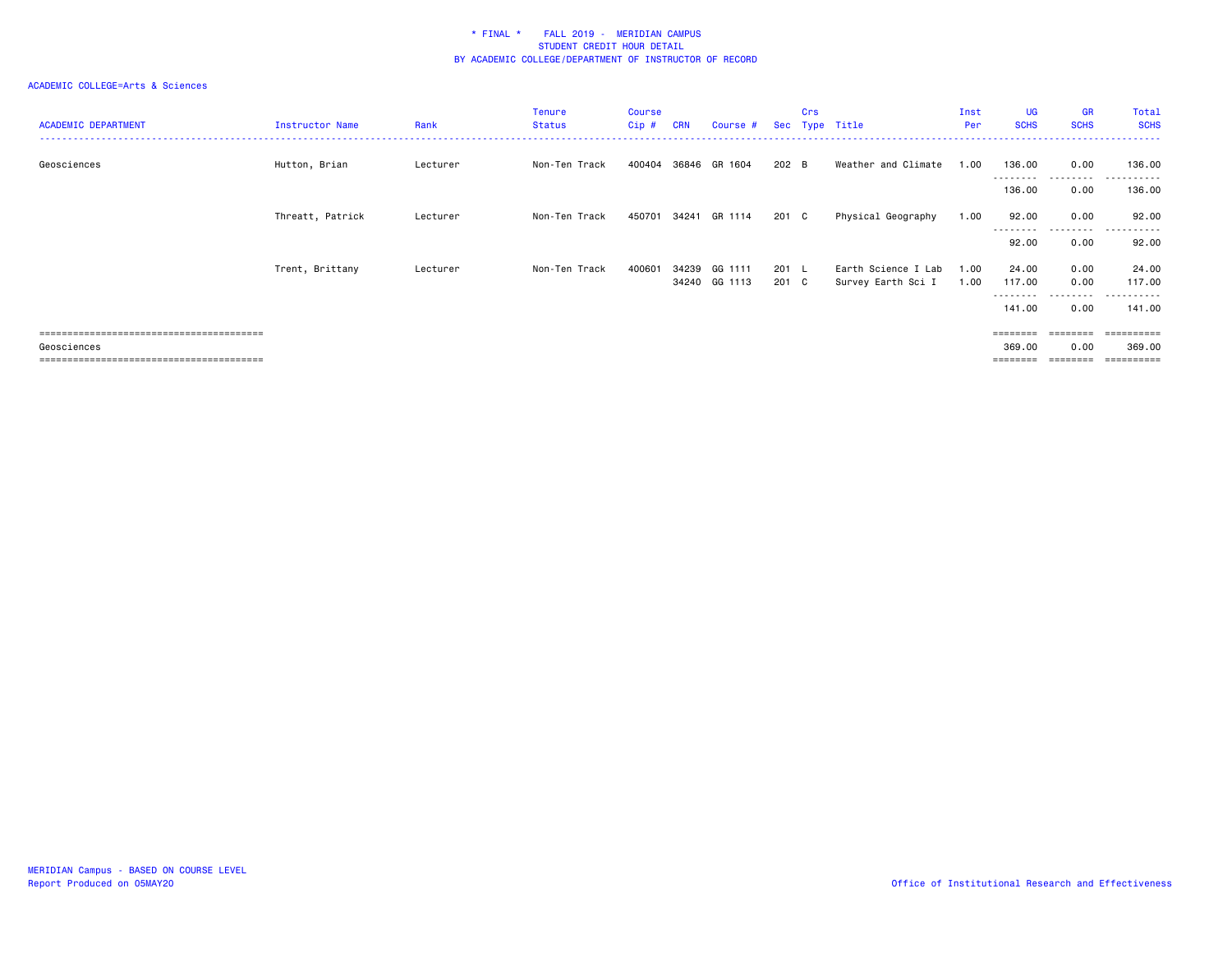\* FINAL \*    FALL 2019 -  MERIDIAN CAMPUS
STUDENT CREDIT HOUR DETAIL
BY ACADEMIC COLLEGE/DEPARTMENT OF INSTRUCTOR OF RECORD

ACADEMIC COLLEGE=Arts & Sciences

| ACADEMIC DEPARTMENT | Instructor Name | Rank | Tenure Status | Course Cip # | CRN | Course # | Sec | Crs Type | Title | Inst Per | UG SCHS | GR SCHS | Total SCHS |
|---|---|---|---|---|---|---|---|---|---|---|---|---|---|
| Geosciences | Hutton, Brian | Lecturer | Non-Ten Track | 400404 | 36846 | GR 1604 | 202 | B | Weather and Climate | 1.00 | 136.00 | 0.00 | 136.00 |
| | | | | | | | | | | | 136.00 | 0.00 | 136.00 |
| | Threatt, Patrick | Lecturer | Non-Ten Track | 450701 | 34241 | GR 1114 | 201 | C | Physical Geography | 1.00 | 92.00 | 0.00 | 92.00 |
| | | | | | | | | | | | 92.00 | 0.00 | 92.00 |
| | Trent, Brittany | Lecturer | Non-Ten Track | 400601 | 34239 | GG 1111 | 201 | L | Earth Science I Lab | 1.00 | 24.00 | 0.00 | 24.00 |
| | | | | | 34240 | GG 1113 | 201 | C | Survey Earth Sci I | 1.00 | 117.00 | 0.00 | 117.00 |
| | | | | | | | | | | | 141.00 | 0.00 | 141.00 |
| Geosciences | | | | | | | | | | | 369.00 | 0.00 | 369.00 |

MERIDIAN Campus - BASED ON COURSE LEVEL
Report Produced on 05MAY20

Office of Institutional Research and Effectiveness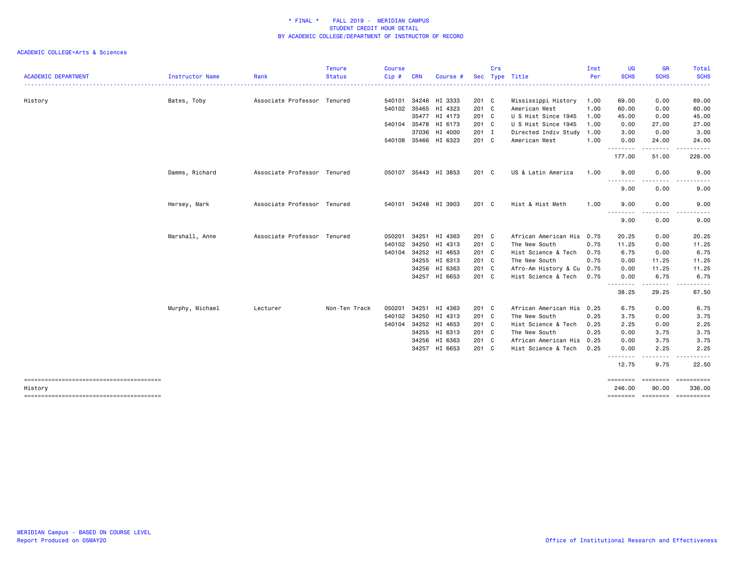# * FINAL * FALL 2019 - MERIDIAN CAMPUS
## STUDENT CREDIT HOUR DETAIL
## BY ACADEMIC COLLEGE/DEPARTMENT OF INSTRUCTOR OF RECORD

ACADEMIC COLLEGE=Arts & Sciences

| ACADEMIC DEPARTMENT | Instructor Name | Rank | Tenure Status | Course Cip # | CRN | Course # | Sec | Crs Type | Title | Inst Per | UG SCHS | GR SCHS | Total SCHS |
|---|---|---|---|---|---|---|---|---|---|---|---|---|---|
| History | Bates, Toby | Associate Professor | Tenured | 540101 | 34246 | HI 3333 | 201 | C | Mississippi History | 1.00 | 69.00 | 0.00 | 69.00 |
| | | | | 540102 | 35465 | HI 4323 | 201 | C | American West | 1.00 | 60.00 | 0.00 | 60.00 |
| | | | | | 35477 | HI 4173 | 201 | C | U S Hist Since 1945 | 1.00 | 45.00 | 0.00 | 45.00 |
| | | | | 540104 | 35478 | HI 6173 | 201 | C | U S Hist Since 1945 | 1.00 | 0.00 | 27.00 | 27.00 |
| | | | | | 37036 | HI 4000 | 201 | I | Directed Indiv Study | 1.00 | 3.00 | 0.00 | 3.00 |
| | | | | 540108 | 35466 | HI 6323 | 201 | C | American West | 1.00 | 0.00 | 24.00 | 24.00 |
| | | | | | | | | | | | 177.00 | 51.00 | 228.00 |
| | Damms, Richard | Associate Professor | Tenured | 050107 | 35443 | HI 3853 | 201 | C | US & Latin America | 1.00 | 9.00 | 0.00 | 9.00 |
| | | | | | | | | | | | 9.00 | 0.00 | 9.00 |
| | Hersey, Mark | Associate Professor | Tenured | 540101 | 34248 | HI 3903 | 201 | C | Hist & Hist Meth | 1.00 | 9.00 | 0.00 | 9.00 |
| | | | | | | | | | | | 9.00 | 0.00 | 9.00 |
| | Marshall, Anne | Associate Professor | Tenured | 050201 | 34251 | HI 4363 | 201 | C | African American His | 0.75 | 20.25 | 0.00 | 20.25 |
| | | | | 540102 | 34250 | HI 4313 | 201 | C | The New South | 0.75 | 11.25 | 0.00 | 11.25 |
| | | | | 540104 | 34252 | HI 4653 | 201 | C | Hist Science & Tech | 0.75 | 6.75 | 0.00 | 6.75 |
| | | | | | 34255 | HI 6313 | 201 | C | The New South | 0.75 | 0.00 | 11.25 | 11.25 |
| | | | | | 34256 | HI 6363 | 201 | C | Afro-Am History & Cu | 0.75 | 0.00 | 11.25 | 11.25 |
| | | | | | 34257 | HI 6653 | 201 | C | Hist Science & Tech | 0.75 | 0.00 | 6.75 | 6.75 |
| | | | | | | | | | | | 38.25 | 29.25 | 67.50 |
| | Murphy, Michael | Lecturer | Non-Ten Track | 050201 | 34251 | HI 4363 | 201 | C | African American His | 0.25 | 6.75 | 0.00 | 6.75 |
| | | | | 540102 | 34250 | HI 4313 | 201 | C | The New South | 0.25 | 3.75 | 0.00 | 3.75 |
| | | | | 540104 | 34252 | HI 4653 | 201 | C | Hist Science & Tech | 0.25 | 2.25 | 0.00 | 2.25 |
| | | | | | 34255 | HI 6313 | 201 | C | The New South | 0.25 | 0.00 | 3.75 | 3.75 |
| | | | | | 34256 | HI 6363 | 201 | C | African American His | 0.25 | 0.00 | 3.75 | 3.75 |
| | | | | | 34257 | HI 6653 | 201 | C | Hist Science & Tech | 0.25 | 0.00 | 2.25 | 2.25 |
| | | | | | | | | | | | 12.75 | 9.75 | 22.50 |
| History | | | | | | | | | | | 246.00 | 90.00 | 336.00 |

MERIDIAN Campus - BASED ON COURSE LEVEL
Report Produced on 05MAY20

Office of Institutional Research and Effectiveness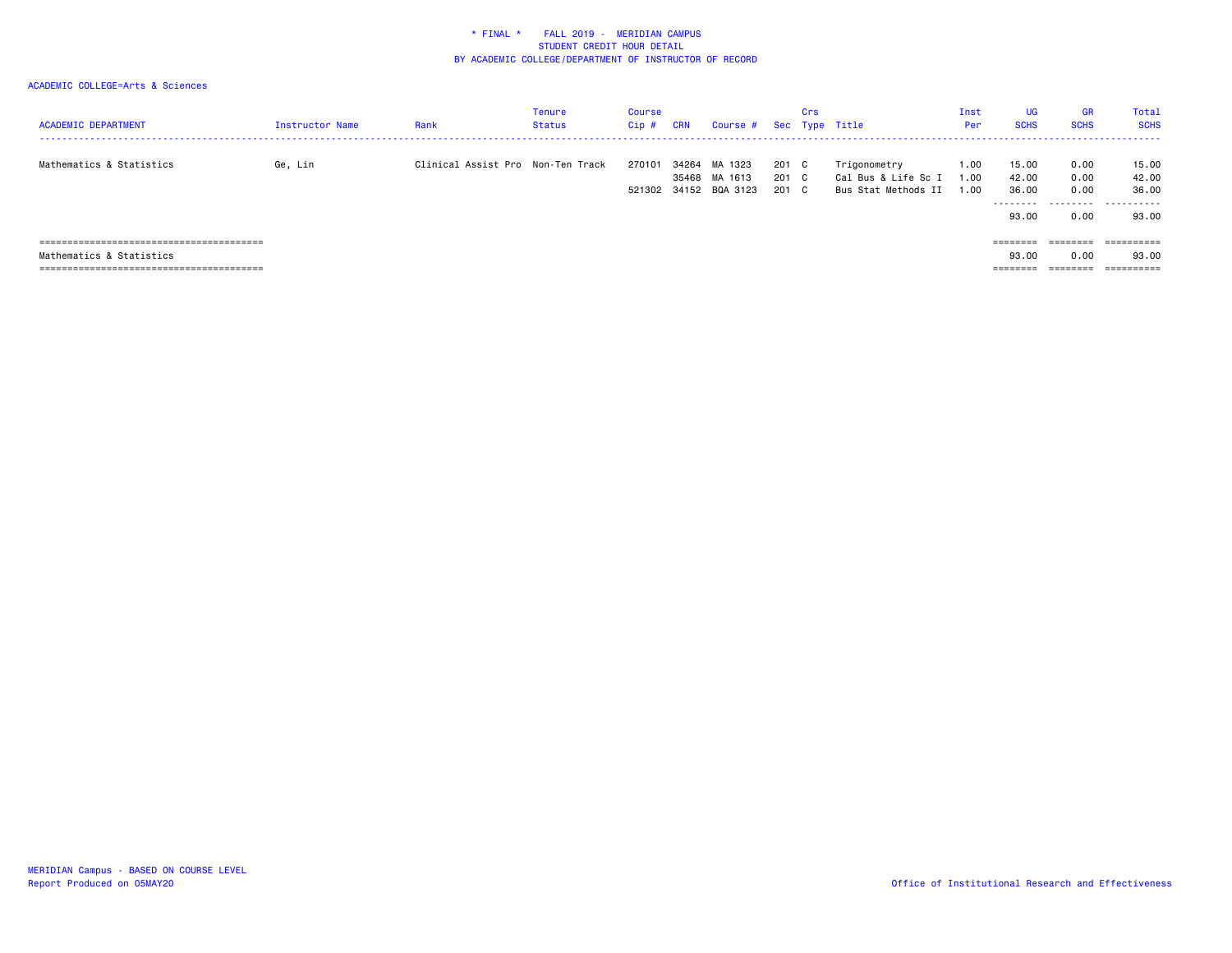\* FINAL \* FALL 2019 - MERIDIAN CAMPUS
STUDENT CREDIT HOUR DETAIL
BY ACADEMIC COLLEGE/DEPARTMENT OF INSTRUCTOR OF RECORD

ACADEMIC COLLEGE=Arts & Sciences

| ACADEMIC DEPARTMENT | Instructor Name | Rank | Tenure Status | Course Cip # | CRN | Course # | Sec | Crs Type | Title | Inst Per | UG SCHS | GR SCHS | Total SCHS |
|---|---|---|---|---|---|---|---|---|---|---|---|---|---|
| Mathematics & Statistics | Ge, Lin | Clinical Assist Pro | Non-Ten Track | 270101 | 34264 | MA 1323 | 201 | C | Trigonometry | 1.00 | 15.00 | 0.00 | 15.00 |
| | | | | | 35468 | MA 1613 | 201 | C | Cal Bus & Life Sc I | 1.00 | 42.00 | 0.00 | 42.00 |
| | | | | 521302 | 34152 | BQA 3123 | 201 | C | Bus Stat Methods II | 1.00 | 36.00 | 0.00 | 36.00 |
| | | | | | | | | | | | 93.00 | 0.00 | 93.00 |
| Mathematics & Statistics | | | | | | | | | | | 93.00 | 0.00 | 93.00 |

MERIDIAN Campus - BASED ON COURSE LEVEL
Report Produced on 05MAY20

Office of Institutional Research and Effectiveness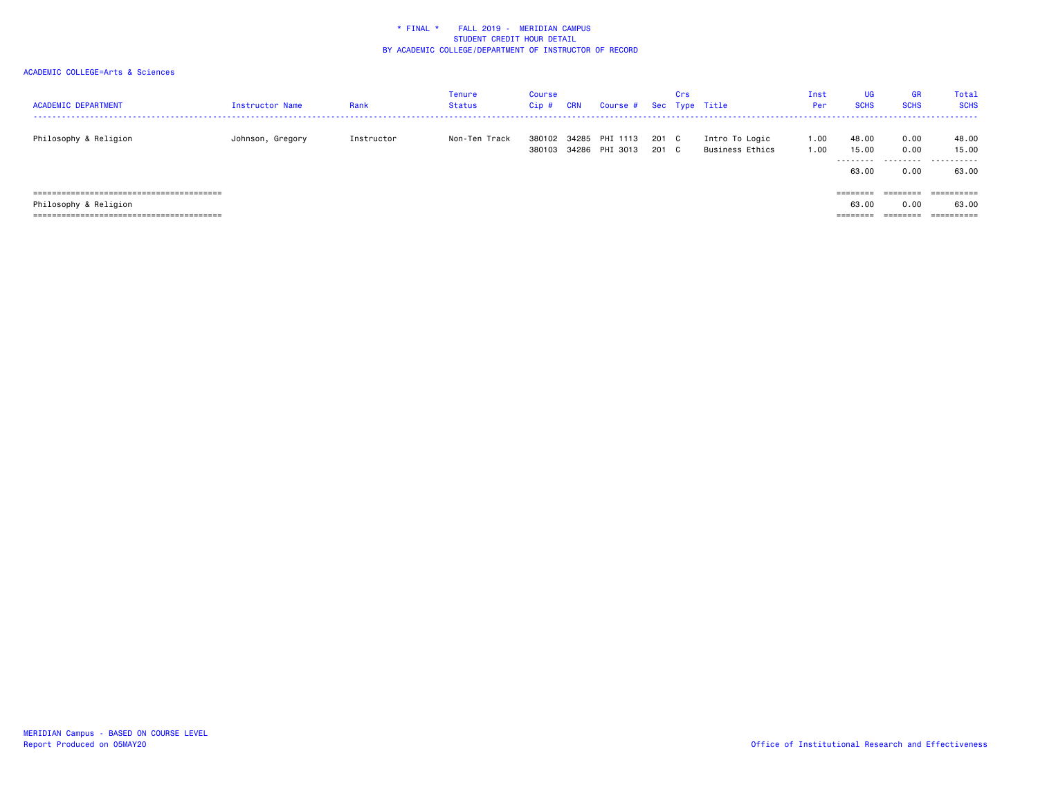\* FINAL \*    FALL 2019 - MERIDIAN CAMPUS
STUDENT CREDIT HOUR DETAIL
BY ACADEMIC COLLEGE/DEPARTMENT OF INSTRUCTOR OF RECORD

ACADEMIC COLLEGE=Arts & Sciences

| ACADEMIC DEPARTMENT | Instructor Name | Rank | Tenure Status | Course Cip # | CRN | Course # | Sec | Crs Type | Title | Inst Per | UG SCHS | GR SCHS | Total SCHS |
|---|---|---|---|---|---|---|---|---|---|---|---|---|---|
| Philosophy & Religion | Johnson, Gregory | Instructor | Non-Ten Track | 380102 | 34285 | PHI 1113 | 201 | C | Intro To Logic | 1.00 | 48.00 | 0.00 | 48.00 |
| | | | | 380103 | 34286 | PHI 3013 | 201 | C | Business Ethics | 1.00 | 15.00 | 0.00 | 15.00 |
| | | | | | | | | | | | 63.00 | 0.00 | 63.00 |
| Philosophy & Religion | | | | | | | | | | | 63.00 | 0.00 | 63.00 |

MERIDIAN Campus - BASED ON COURSE LEVEL
Report Produced on 05MAY20

Office of Institutional Research and Effectiveness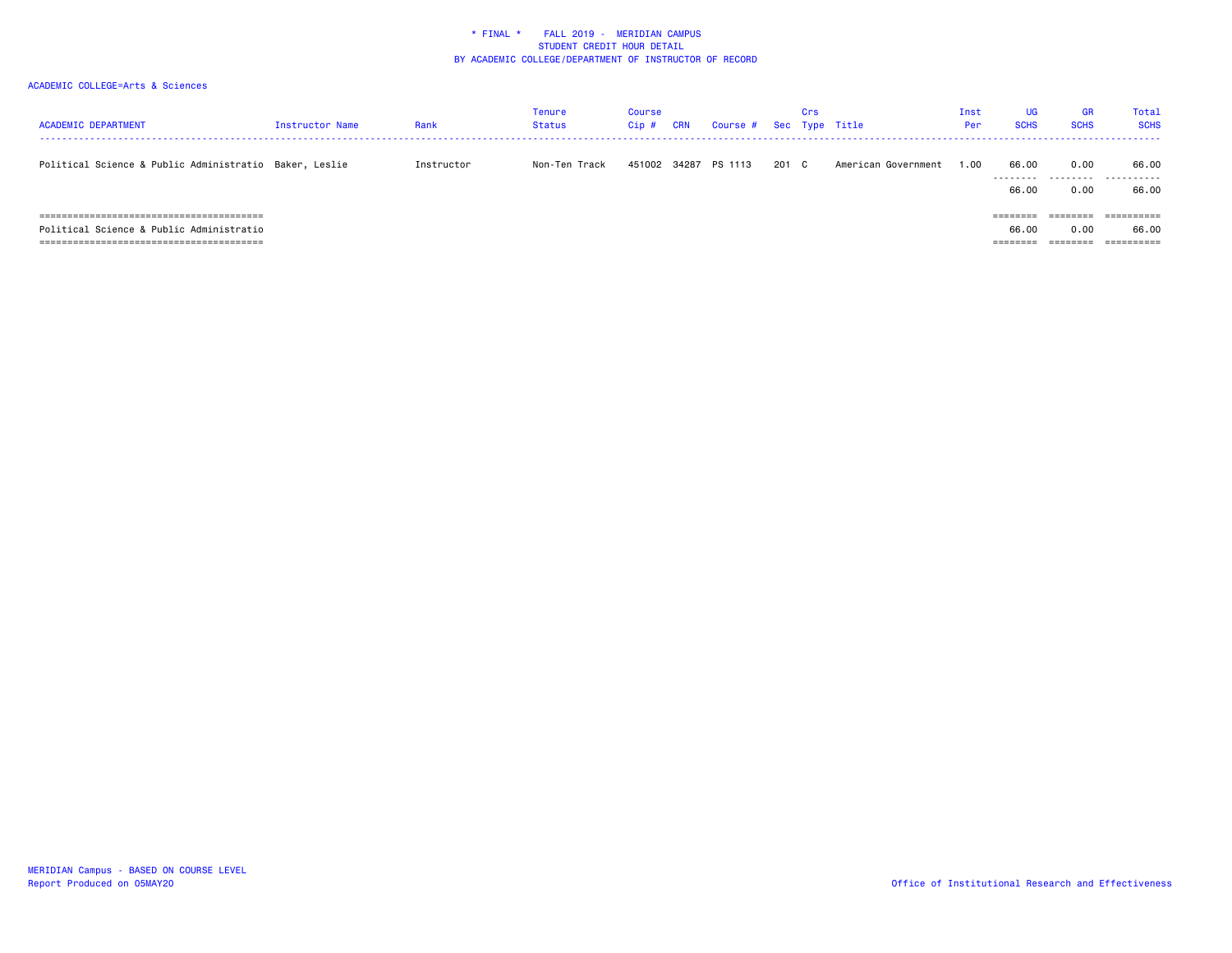* FINAL * FALL 2019 - MERIDIAN CAMPUS
STUDENT CREDIT HOUR DETAIL
BY ACADEMIC COLLEGE/DEPARTMENT OF INSTRUCTOR OF RECORD

ACADEMIC COLLEGE=Arts & Sciences

| ACADEMIC DEPARTMENT | Instructor Name | Rank | Tenure Status | Course Cip # | CRN | Course # | Sec | Crs Type | Title | Inst Per | UG SCHS | GR SCHS | Total SCHS |
|---|---|---|---|---|---|---|---|---|---|---|---|---|---|
| Political Science & Public Administratio | Baker, Leslie | Instructor | Non-Ten Track | 451002 | 34287 | PS 1113 | 201 | C | American Government | 1.00 | 66.00 | 0.00 | 66.00 |
| | | | | | | | | | | | 66.00 | 0.00 | 66.00 |
| Political Science & Public Administratio | | | | | | | | | | | 66.00 | 0.00 | 66.00 |

MERIDIAN Campus - BASED ON COURSE LEVEL
Report Produced on 05MAY20

Office of Institutional Research and Effectiveness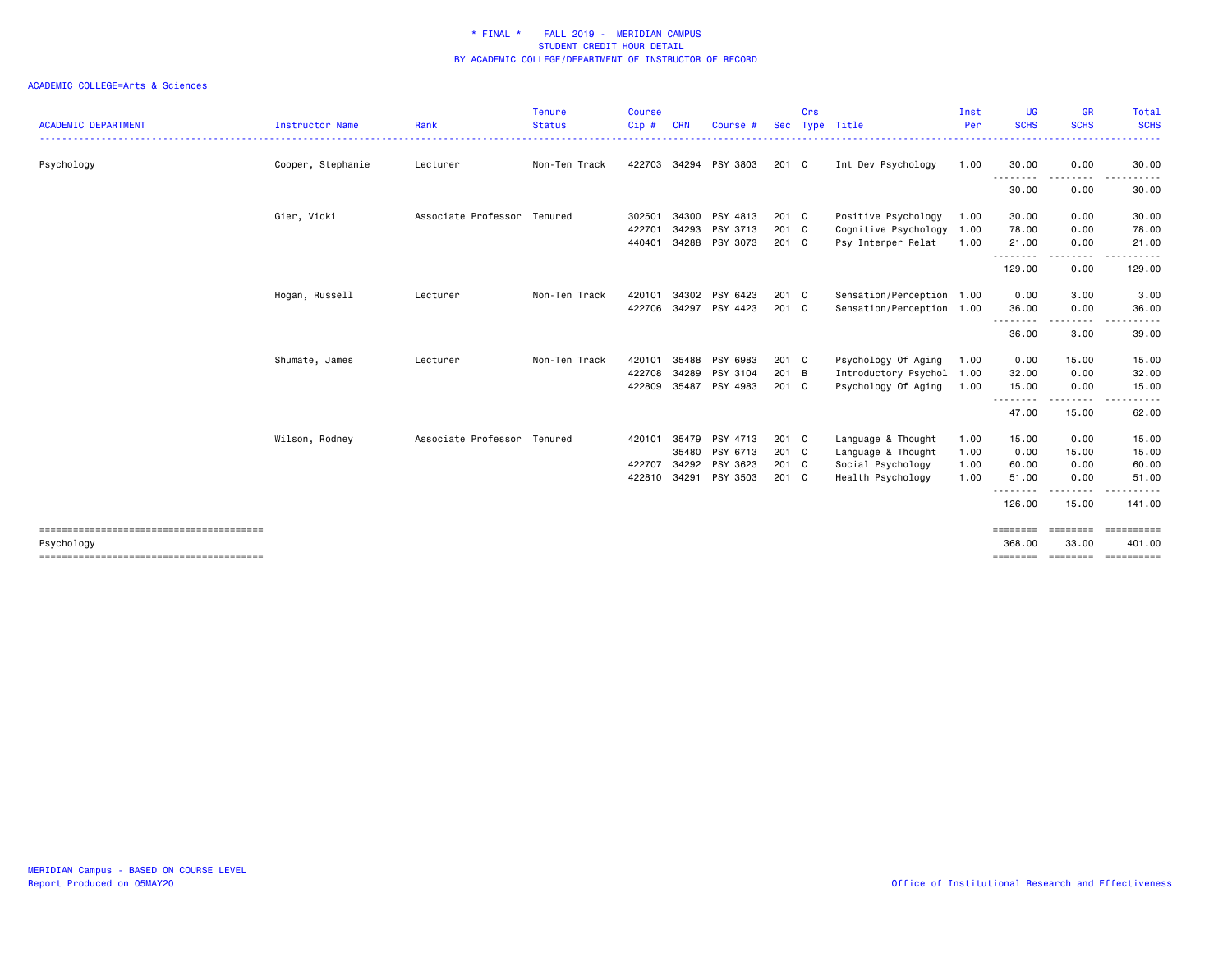\* FINAL \* FALL 2019 - MERIDIAN CAMPUS
STUDENT CREDIT HOUR DETAIL
BY ACADEMIC COLLEGE/DEPARTMENT OF INSTRUCTOR OF RECORD

ACADEMIC COLLEGE=Arts & Sciences

| ACADEMIC DEPARTMENT | Instructor Name | Rank | Tenure Status | Course Cip # | CRN | Course # | Sec | Crs Type | Title | Inst Per | UG SCHS | GR SCHS | Total SCHS |
|---|---|---|---|---|---|---|---|---|---|---|---|---|---|
| Psychology | Cooper, Stephanie | Lecturer | Non-Ten Track | 422703 | 34294 | PSY 3803 | 201 | C | Int Dev Psychology | 1.00 | 30.00 | 0.00 | 30.00 |
| | | | | | | | | | | | 30.00 | 0.00 | 30.00 |
| | Gier, Vicki | Associate Professor | Tenured | 302501 | 34300 | PSY 4813 | 201 | C | Positive Psychology | 1.00 | 30.00 | 0.00 | 30.00 |
| | | | | 422701 | 34293 | PSY 3713 | 201 | C | Cognitive Psychology | 1.00 | 78.00 | 0.00 | 78.00 |
| | | | | 440401 | 34288 | PSY 3073 | 201 | C | Psy Interper Relat | 1.00 | 21.00 | 0.00 | 21.00 |
| | | | | | | | | | | | 129.00 | 0.00 | 129.00 |
| | Hogan, Russell | Lecturer | Non-Ten Track | 420101 | 34302 | PSY 6423 | 201 | C | Sensation/Perception | 1.00 | 0.00 | 3.00 | 3.00 |
| | | | | 422706 | 34297 | PSY 4423 | 201 | C | Sensation/Perception | 1.00 | 36.00 | 0.00 | 36.00 |
| | | | | | | | | | | | 36.00 | 3.00 | 39.00 |
| | Shumate, James | Lecturer | Non-Ten Track | 420101 | 35488 | PSY 6983 | 201 | C | Psychology Of Aging | 1.00 | 0.00 | 15.00 | 15.00 |
| | | | | 422708 | 34289 | PSY 3104 | 201 | B | Introductory Psychol | 1.00 | 32.00 | 0.00 | 32.00 |
| | | | | 422809 | 35487 | PSY 4983 | 201 | C | Psychology Of Aging | 1.00 | 15.00 | 0.00 | 15.00 |
| | | | | | | | | | | | 47.00 | 15.00 | 62.00 |
| | Wilson, Rodney | Associate Professor | Tenured | 420101 | 35479 | PSY 4713 | 201 | C | Language & Thought | 1.00 | 15.00 | 0.00 | 15.00 |
| | | | | | 35480 | PSY 6713 | 201 | C | Language & Thought | 1.00 | 0.00 | 15.00 | 15.00 |
| | | | | 422707 | 34292 | PSY 3623 | 201 | C | Social Psychology | 1.00 | 60.00 | 0.00 | 60.00 |
| | | | | 422810 | 34291 | PSY 3503 | 201 | C | Health Psychology | 1.00 | 51.00 | 0.00 | 51.00 |
| | | | | | | | | | | | 126.00 | 15.00 | 141.00 |
| Psychology | | | | | | | | | | | 368.00 | 33.00 | 401.00 |

MERIDIAN Campus - BASED ON COURSE LEVEL
Report Produced on 05MAY20

Office of Institutional Research and Effectiveness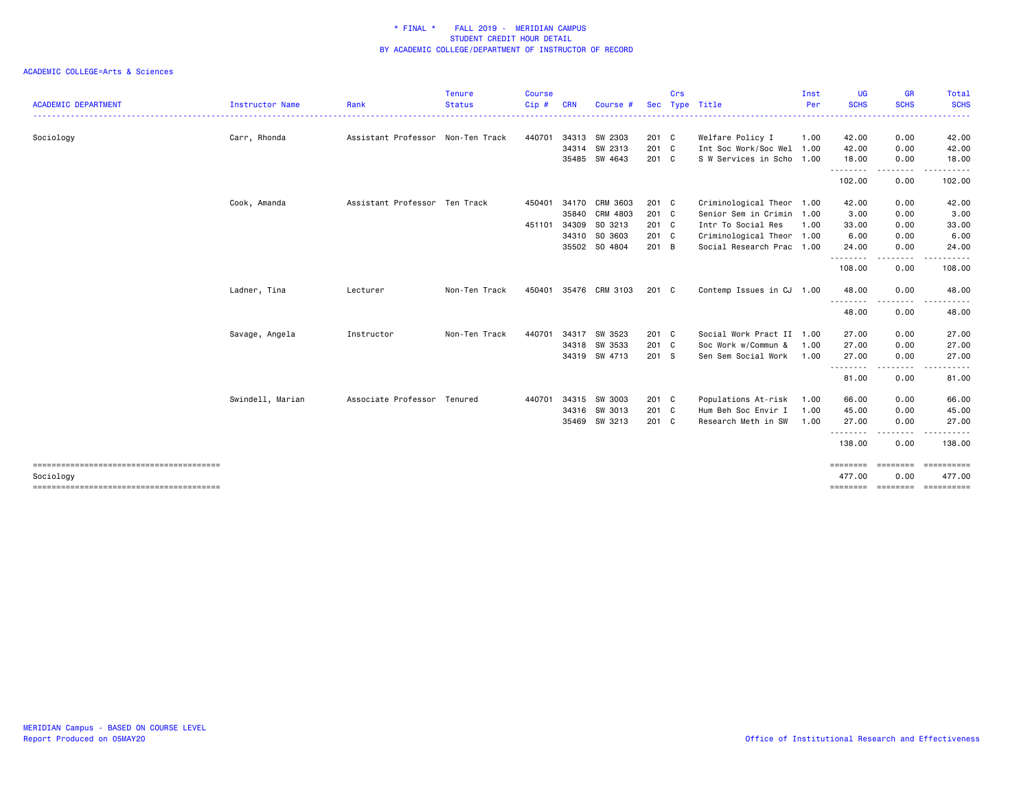\* FINAL \* FALL 2019 - MERIDIAN CAMPUS
STUDENT CREDIT HOUR DETAIL
BY ACADEMIC COLLEGE/DEPARTMENT OF INSTRUCTOR OF RECORD

ACADEMIC COLLEGE=Arts & Sciences

| ACADEMIC DEPARTMENT | Instructor Name | Rank | Tenure Status | Course Cip # | CRN | Course # | Sec | Crs Type | Title | Inst Per | UG SCHS | GR SCHS | Total SCHS |
|---|---|---|---|---|---|---|---|---|---|---|---|---|---|
| Sociology | Carr, Rhonda | Assistant Professor | Non-Ten Track | 440701 | 34313 | SW 2303 | 201 | C | Welfare Policy I | 1.00 | 42.00 | 0.00 | 42.00 |
| | | | | | 34314 | SW 2313 | 201 | C | Int Soc Work/Soc Wel | 1.00 | 42.00 | 0.00 | 42.00 |
| | | | | | 35485 | SW 4643 | 201 | C | S W Services in Scho | 1.00 | 18.00 | 0.00 | 18.00 |
| | | | | | | | | | | | 102.00 | 0.00 | 102.00 |
| | Cook, Amanda | Assistant Professor | Ten Track | 450401 | 34170 | CRM 3603 | 201 | C | Criminological Theor | 1.00 | 42.00 | 0.00 | 42.00 |
| | | | | | 35840 | CRM 4803 | 201 | C | Senior Sem in Crimin | 1.00 | 3.00 | 0.00 | 3.00 |
| | | | | 451101 | 34309 | SO 3213 | 201 | C | Intr To Social Res | 1.00 | 33.00 | 0.00 | 33.00 |
| | | | | | 34310 | SO 3603 | 201 | C | Criminological Theor | 1.00 | 6.00 | 0.00 | 6.00 |
| | | | | | 35502 | SO 4804 | 201 | B | Social Research Prac | 1.00 | 24.00 | 0.00 | 24.00 |
| | | | | | | | | | | | 108.00 | 0.00 | 108.00 |
| | Ladner, Tina | Lecturer | Non-Ten Track | 450401 | 35476 | CRM 3103 | 201 | C | Contemp Issues in CJ | 1.00 | 48.00 | 0.00 | 48.00 |
| | | | | | | | | | | | 48.00 | 0.00 | 48.00 |
| | Savage, Angela | Instructor | Non-Ten Track | 440701 | 34317 | SW 3523 | 201 | C | Social Work Pract II | 1.00 | 27.00 | 0.00 | 27.00 |
| | | | | | 34318 | SW 3533 | 201 | C | Soc Work w/Commun & | 1.00 | 27.00 | 0.00 | 27.00 |
| | | | | | 34319 | SW 4713 | 201 | S | Sen Sem Social Work | 1.00 | 27.00 | 0.00 | 27.00 |
| | | | | | | | | | | | 81.00 | 0.00 | 81.00 |
| | Swindell, Marian | Associate Professor | Tenured | 440701 | 34315 | SW 3003 | 201 | C | Populations At-risk | 1.00 | 66.00 | 0.00 | 66.00 |
| | | | | | 34316 | SW 3013 | 201 | C | Hum Beh Soc Envir I | 1.00 | 45.00 | 0.00 | 45.00 |
| | | | | | 35469 | SW 3213 | 201 | C | Research Meth in SW | 1.00 | 27.00 | 0.00 | 27.00 |
| | | | | | | | | | | | 138.00 | 0.00 | 138.00 |
| Sociology | | | | | | | | | | | 477.00 | 0.00 | 477.00 |

MERIDIAN Campus - BASED ON COURSE LEVEL
Report Produced on 05MAY20

Office of Institutional Research and Effectiveness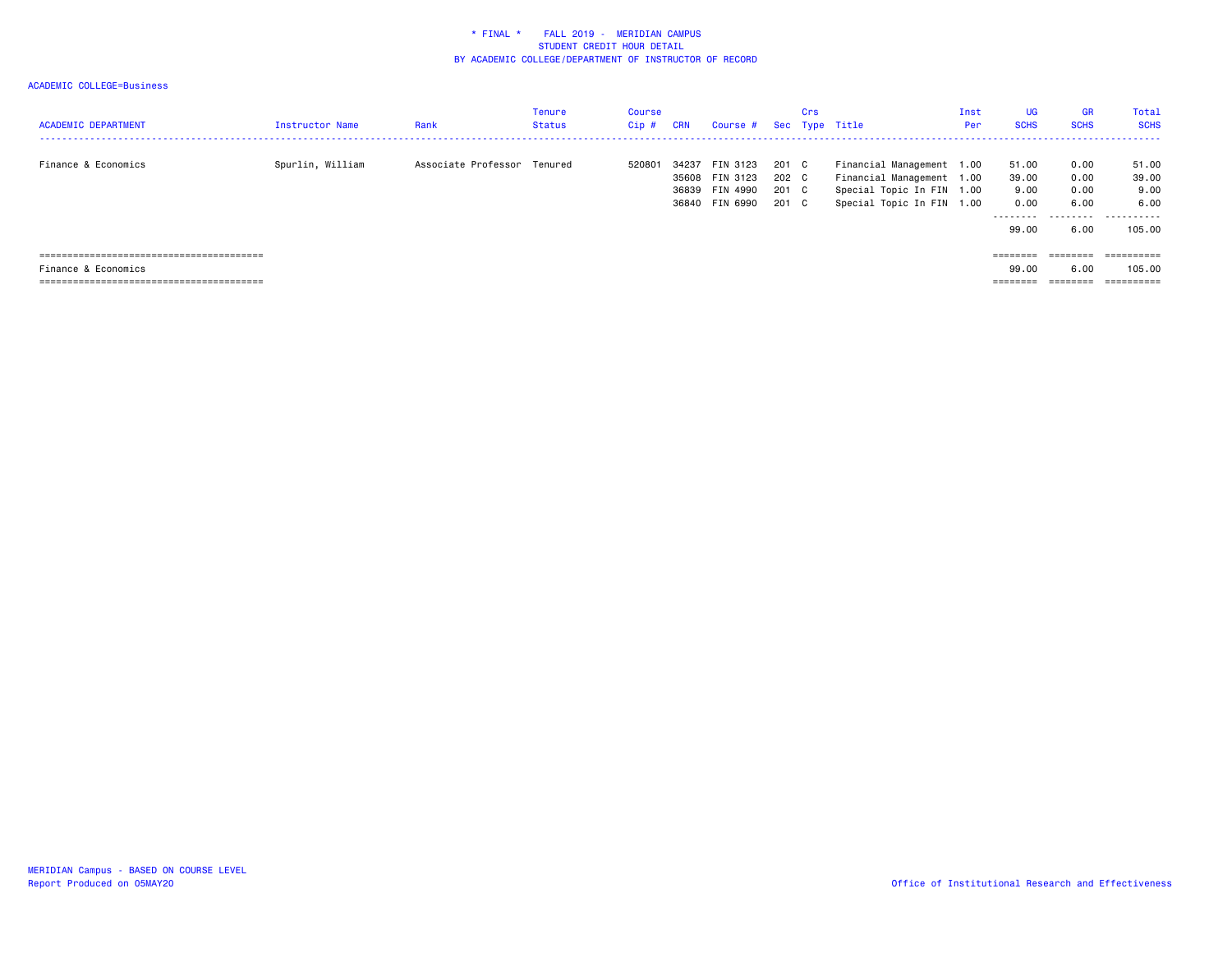\* FINAL \* FALL 2019 - MERIDIAN CAMPUS
STUDENT CREDIT HOUR DETAIL
BY ACADEMIC COLLEGE/DEPARTMENT OF INSTRUCTOR OF RECORD

ACADEMIC COLLEGE=Business

| ACADEMIC DEPARTMENT | Instructor Name | Rank | Tenure Status | Course Cip # | CRN | Course # | Sec | Crs Type | Title | Inst Per | UG SCHS | GR SCHS | Total SCHS |
|---|---|---|---|---|---|---|---|---|---|---|---|---|---|
| Finance & Economics | Spurlin, William | Associate Professor | Tenured | 520801 | 34237 | FIN 3123 | 201 | C | Financial Management | 1.00 | 51.00 | 0.00 | 51.00 |
| | | | | | 35608 | FIN 3123 | 202 | C | Financial Management | 1.00 | 39.00 | 0.00 | 39.00 |
| | | | | | 36839 | FIN 4990 | 201 | C | Special Topic In FIN | 1.00 | 9.00 | 0.00 | 9.00 |
| | | | | | 36840 | FIN 6990 | 201 | C | Special Topic In FIN | 1.00 | 0.00 | 6.00 | 6.00 |
| | | | | | | | | | | | 99.00 | 6.00 | 105.00 |
| Finance & Economics | | | | | | | | | | | 99.00 | 6.00 | 105.00 |

MERIDIAN Campus - BASED ON COURSE LEVEL
Report Produced on 05MAY20

Office of Institutional Research and Effectiveness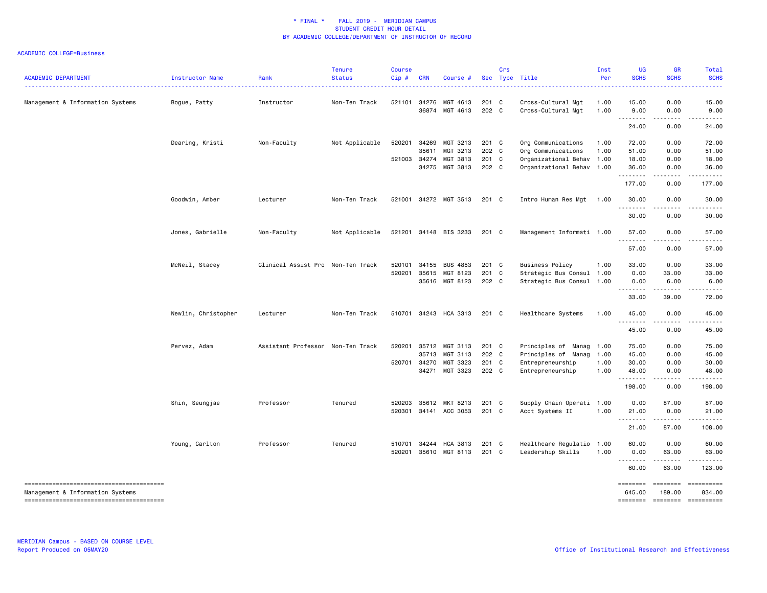\* FINAL \* FALL 2019 - MERIDIAN CAMPUS
STUDENT CREDIT HOUR DETAIL
BY ACADEMIC COLLEGE/DEPARTMENT OF INSTRUCTOR OF RECORD

ACADEMIC COLLEGE=Business

| ACADEMIC DEPARTMENT | Instructor Name | Rank | Tenure Status | Course Cip # | CRN | Course # | Sec | Crs Type | Title | Inst Per | UG SCHS | GR SCHS | Total SCHS |
|---|---|---|---|---|---|---|---|---|---|---|---|---|---|
| Management & Information Systems | Bogue, Patty | Instructor | Non-Ten Track | 521101 | 34276 | MGT 4613 | 201 | C | Cross-Cultural Mgt | 1.00 | 15.00 | 0.00 | 15.00 |
| | | | | | 36874 | MGT 4613 | 202 | C | Cross-Cultural Mgt | 1.00 | 9.00 | 0.00 | 9.00 |
| | | | | | | | | | | | 24.00 | 0.00 | 24.00 |
| | Dearing, Kristi | Non-Faculty | Not Applicable | 520201 | 34269 | MGT 3213 | 201 | C | Org Communications | 1.00 | 72.00 | 0.00 | 72.00 |
| | | | | | 35611 | MGT 3213 | 202 | C | Org Communications | 1.00 | 51.00 | 0.00 | 51.00 |
| | | | | 521003 | 34274 | MGT 3813 | 201 | C | Organizational Behav | 1.00 | 18.00 | 0.00 | 18.00 |
| | | | | | 34275 | MGT 3813 | 202 | C | Organizational Behav | 1.00 | 36.00 | 0.00 | 36.00 |
| | | | | | | | | | | | 177.00 | 0.00 | 177.00 |
| | Goodwin, Amber | Lecturer | Non-Ten Track | 521001 | 34272 | MGT 3513 | 201 | C | Intro Human Res Mgt | 1.00 | 30.00 | 0.00 | 30.00 |
| | | | | | | | | | | | 30.00 | 0.00 | 30.00 |
| | Jones, Gabrielle | Non-Faculty | Not Applicable | 521201 | 34148 | BIS 3233 | 201 | C | Management Informati | 1.00 | 57.00 | 0.00 | 57.00 |
| | | | | | | | | | | | 57.00 | 0.00 | 57.00 |
| | McNeil, Stacey | Clinical Assist Pro | Non-Ten Track | 520101 | 34155 | BUS 4853 | 201 | C | Business Policy | 1.00 | 33.00 | 0.00 | 33.00 |
| | | | | 520201 | 35615 | MGT 8123 | 201 | C | Strategic Bus Consul | 1.00 | 0.00 | 33.00 | 33.00 |
| | | | | | 35616 | MGT 8123 | 202 | C | Strategic Bus Consul | 1.00 | 0.00 | 6.00 | 6.00 |
| | | | | | | | | | | | 33.00 | 39.00 | 72.00 |
| | Newlin, Christopher | Lecturer | Non-Ten Track | 510701 | 34243 | HCA 3313 | 201 | C | Healthcare Systems | 1.00 | 45.00 | 0.00 | 45.00 |
| | | | | | | | | | | | 45.00 | 0.00 | 45.00 |
| | Pervez, Adam | Assistant Professor | Non-Ten Track | 520201 | 35712 | MGT 3113 | 201 | C | Principles of Manag | 1.00 | 75.00 | 0.00 | 75.00 |
| | | | | | 35713 | MGT 3113 | 202 | C | Principles of Manag | 1.00 | 45.00 | 0.00 | 45.00 |
| | | | | 520701 | 34270 | MGT 3323 | 201 | C | Entrepreneurship | 1.00 | 30.00 | 0.00 | 30.00 |
| | | | | | 34271 | MGT 3323 | 202 | C | Entrepreneurship | 1.00 | 48.00 | 0.00 | 48.00 |
| | | | | | | | | | | | 198.00 | 0.00 | 198.00 |
| | Shin, Seungjae | Professor | Tenured | 520203 | 35612 | MKT 8213 | 201 | C | Supply Chain Operati | 1.00 | 0.00 | 87.00 | 87.00 |
| | | | | 520301 | 34141 | ACC 3053 | 201 | C | Acct Systems II | 1.00 | 21.00 | 0.00 | 21.00 |
| | | | | | | | | | | | 21.00 | 87.00 | 108.00 |
| | Young, Carlton | Professor | Tenured | 510701 | 34244 | HCA 3813 | 201 | C | Healthcare Regulatio | 1.00 | 60.00 | 0.00 | 60.00 |
| | | | | 520201 | 35610 | MGT 8113 | 201 | C | Leadership Skills | 1.00 | 0.00 | 63.00 | 63.00 |
| | | | | | | | | | | | 60.00 | 63.00 | 123.00 |
| Management & Information Systems | | | | | | | | | | | 645.00 | 189.00 | 834.00 |

MERIDIAN Campus - BASED ON COURSE LEVEL
Report Produced on 05MAY20

Office of Institutional Research and Effectiveness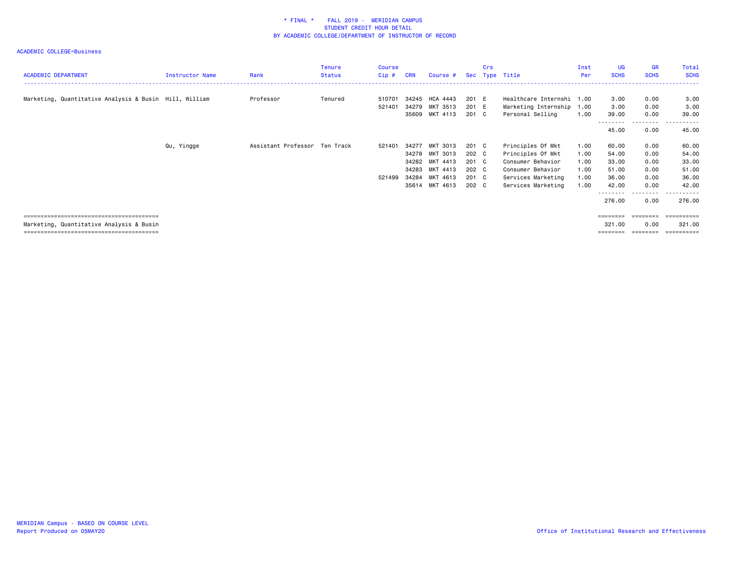# * FINAL * FALL 2019 - MERIDIAN CAMPUS
## STUDENT CREDIT HOUR DETAIL
## BY ACADEMIC COLLEGE/DEPARTMENT OF INSTRUCTOR OF RECORD

ACADEMIC COLLEGE=Business

| ACADEMIC DEPARTMENT | Instructor Name | Rank | Tenure Status | Course Cip # | CRN | Course # | Sec | Crs Type | Title | Inst Per | UG SCHS | GR SCHS | Total SCHS |
|---|---|---|---|---|---|---|---|---|---|---|---|---|---|
| Marketing, Quantitative Analysis & Busin | Hill, William | Professor | Tenured | 510701 | 34245 | HCA 4443 | 201 | E | Healthcare Internshi | 1.00 | 3.00 | 0.00 | 3.00 |
| | | | | 521401 | 34279 | MKT 3513 | 201 | E | Marketing Internship | 1.00 | 3.00 | 0.00 | 3.00 |
| | | | | | 35609 | MKT 4113 | 201 | C | Personal Selling | 1.00 | 39.00 | 0.00 | 39.00 |
| | | | | | | | | | | | 45.00 | 0.00 | 45.00 |
| | Qu, Yingge | Assistant Professor | Ten Track | 521401 | 34277 | MKT 3013 | 201 | C | Principles Of Mkt | 1.00 | 60.00 | 0.00 | 60.00 |
| | | | | | 34278 | MKT 3013 | 202 | C | Principles Of Mkt | 1.00 | 54.00 | 0.00 | 54.00 |
| | | | | | 34282 | MKT 4413 | 201 | C | Consumer Behavior | 1.00 | 33.00 | 0.00 | 33.00 |
| | | | | | 34283 | MKT 4413 | 202 | C | Consumer Behavior | 1.00 | 51.00 | 0.00 | 51.00 |
| | | | | 521499 | 34284 | MKT 4613 | 201 | C | Services Marketing | 1.00 | 36.00 | 0.00 | 36.00 |
| | | | | | 35614 | MKT 4613 | 202 | C | Services Marketing | 1.00 | 42.00 | 0.00 | 42.00 |
| | | | | | | | | | | | 276.00 | 0.00 | 276.00 |
| Marketing, Quantitative Analysis & Busin | | | | | | | | | | | 321.00 | 0.00 | 321.00 |

MERIDIAN Campus - BASED ON COURSE LEVEL
Report Produced on 05MAY20

Office of Institutional Research and Effectiveness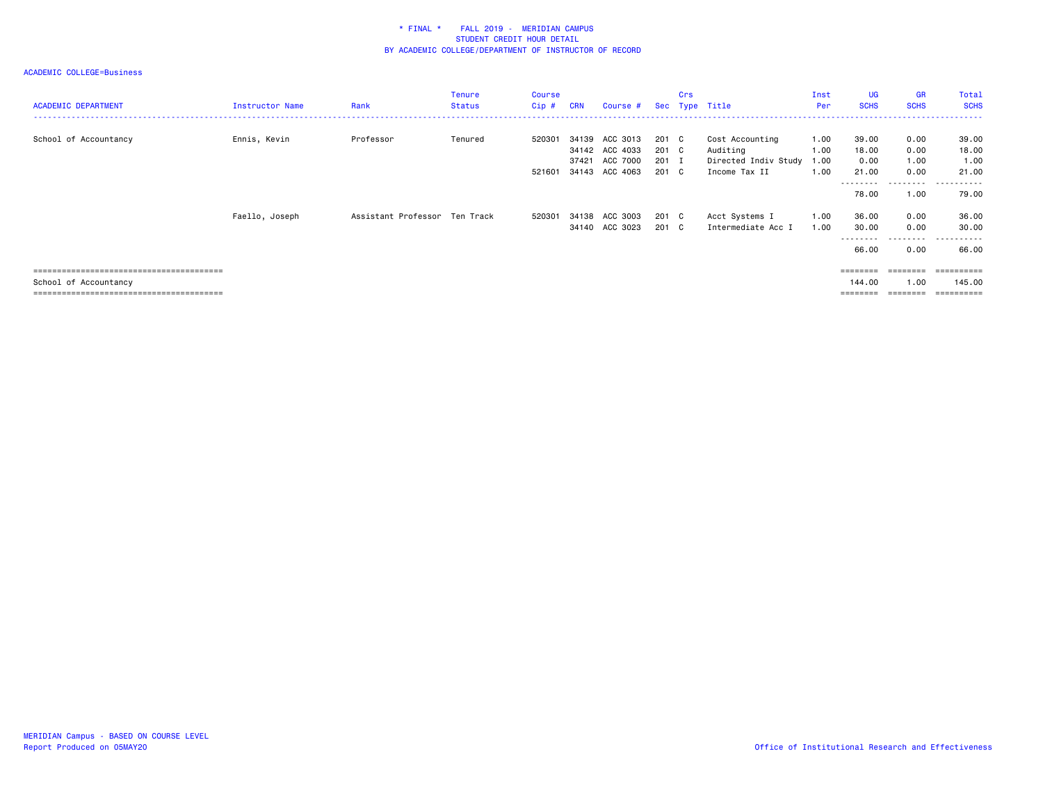\* FINAL \* FALL 2019 - MERIDIAN CAMPUS
STUDENT CREDIT HOUR DETAIL
BY ACADEMIC COLLEGE/DEPARTMENT OF INSTRUCTOR OF RECORD

ACADEMIC COLLEGE=Business

| ACADEMIC DEPARTMENT | Instructor Name | Rank | Tenure Status | Course Cip # | CRN | Course # | Sec | Crs Type | Title | Inst Per | UG SCHS | GR SCHS | Total SCHS |
|---|---|---|---|---|---|---|---|---|---|---|---|---|---|
| School of Accountancy | Ennis, Kevin | Professor | Tenured | 520301 | 34139 | ACC 3013 | 201 | C | Cost Accounting | 1.00 | 39.00 | 0.00 | 39.00 |
| | | | | | 34142 | ACC 4033 | 201 | C | Auditing | 1.00 | 18.00 | 0.00 | 18.00 |
| | | | | | 37421 | ACC 7000 | 201 | I | Directed Indiv Study | 1.00 | 0.00 | 1.00 | 1.00 |
| | | | | 521601 | 34143 | ACC 4063 | 201 | C | Income Tax II | 1.00 | 21.00 | 0.00 | 21.00 |
| | | | | | | | | | | | 78.00 | 1.00 | 79.00 |
| | Faello, Joseph | Assistant Professor | Ten Track | 520301 | 34138 | ACC 3003 | 201 | C | Acct Systems I | 1.00 | 36.00 | 0.00 | 36.00 |
| | | | | | 34140 | ACC 3023 | 201 | C | Intermediate Acc I | 1.00 | 30.00 | 0.00 | 30.00 |
| | | | | | | | | | | | 66.00 | 0.00 | 66.00 |
| School of Accountancy | | | | | | | | | | | 144.00 | 1.00 | 145.00 |

MERIDIAN Campus - BASED ON COURSE LEVEL
Report Produced on 05MAY20

Office of Institutional Research and Effectiveness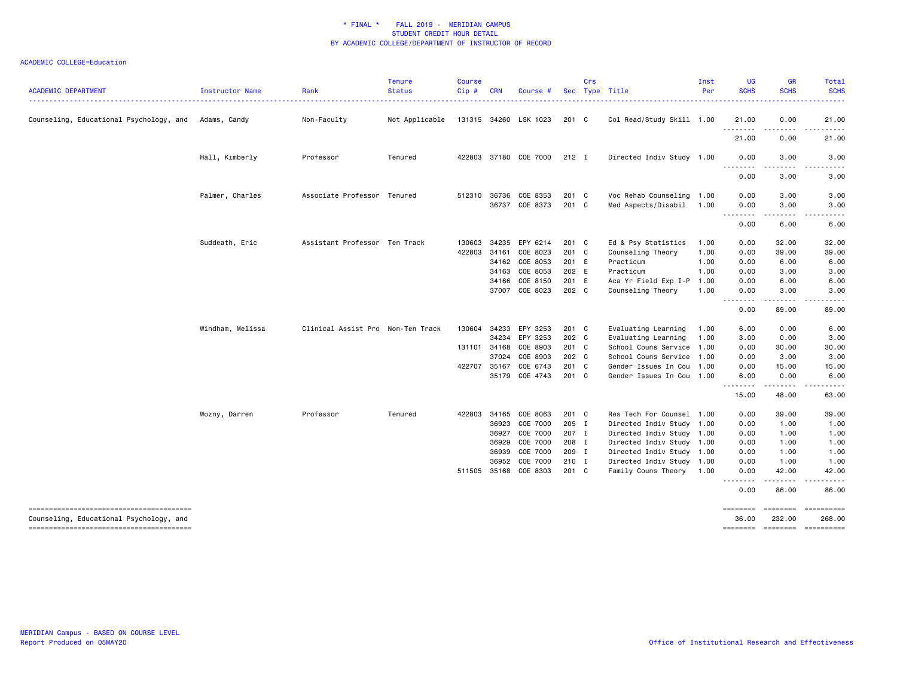\* FINAL \* FALL 2019 - MERIDIAN CAMPUS
STUDENT CREDIT HOUR DETAIL
BY ACADEMIC COLLEGE/DEPARTMENT OF INSTRUCTOR OF RECORD

ACADEMIC COLLEGE=Education

| ACADEMIC DEPARTMENT | Instructor Name | Rank | Tenure Status | Course Cip # | CRN | Course # | Sec | Crs Type | Title | Inst Per | UG SCHS | GR SCHS | Total SCHS |
|---|---|---|---|---|---|---|---|---|---|---|---|---|---|
| Counseling, Educational Psychology, and | Adams, Candy | Non-Faculty | Not Applicable | 131315 | 34260 | LSK 1023 | 201 | C | Col Read/Study Skill | 1.00 | 21.00 | 0.00 | 21.00 |
| | | | | | | | | | | | 21.00 | 0.00 | 21.00 |
| | Hall, Kimberly | Professor | Tenured | 422803 | 37180 | COE 7000 | 212 | I | Directed Indiv Study | 1.00 | 0.00 | 3.00 | 3.00 |
| | | | | | | | | | | | 0.00 | 3.00 | 3.00 |
| | Palmer, Charles | Associate Professor | Tenured | 512310 | 36736 | COE 8353 | 201 | C | Voc Rehab Counseling | 1.00 | 0.00 | 3.00 | 3.00 |
| | | | | | 36737 | COE 8373 | 201 | C | Med Aspects/Disabil | 1.00 | 0.00 | 3.00 | 3.00 |
| | | | | | | | | | | | 0.00 | 6.00 | 6.00 |
| | Suddeath, Eric | Assistant Professor | Ten Track | 130603 | 34235 | EPY 6214 | 201 | C | Ed & Psy Statistics | 1.00 | 0.00 | 32.00 | 32.00 |
| | | | | 422803 | 34161 | COE 8023 | 201 | C | Counseling Theory | 1.00 | 0.00 | 39.00 | 39.00 |
| | | | | | 34162 | COE 8053 | 201 | E | Practicum | 1.00 | 0.00 | 6.00 | 6.00 |
| | | | | | 34163 | COE 8053 | 202 | E | Practicum | 1.00 | 0.00 | 3.00 | 3.00 |
| | | | | | 34166 | COE 8150 | 201 | E | Aca Yr Field Exp I-P | 1.00 | 0.00 | 6.00 | 6.00 |
| | | | | | 37007 | COE 8023 | 202 | C | Counseling Theory | 1.00 | 0.00 | 3.00 | 3.00 |
| | | | | | | | | | | | 0.00 | 89.00 | 89.00 |
| | Windham, Melissa | Clinical Assist Pro | Non-Ten Track | 130604 | 34233 | EPY 3253 | 201 | C | Evaluating Learning | 1.00 | 6.00 | 0.00 | 6.00 |
| | | | | | 34234 | EPY 3253 | 202 | C | Evaluating Learning | 1.00 | 3.00 | 0.00 | 3.00 |
| | | | | 131101 | 34168 | COE 8903 | 201 | C | School Couns Service | 1.00 | 0.00 | 30.00 | 30.00 |
| | | | | | 37024 | COE 8903 | 202 | C | School Couns Service | 1.00 | 0.00 | 3.00 | 3.00 |
| | | | | 422707 | 35167 | COE 6743 | 201 | C | Gender Issues In Cou | 1.00 | 0.00 | 15.00 | 15.00 |
| | | | | | 35179 | COE 4743 | 201 | C | Gender Issues In Cou | 1.00 | 6.00 | 0.00 | 6.00 |
| | | | | | | | | | | | 15.00 | 48.00 | 63.00 |
| | Wozny, Darren | Professor | Tenured | 422803 | 34165 | COE 8063 | 201 | C | Res Tech For Counsel | 1.00 | 0.00 | 39.00 | 39.00 |
| | | | | | 36923 | COE 7000 | 205 | I | Directed Indiv Study | 1.00 | 0.00 | 1.00 | 1.00 |
| | | | | | 36927 | COE 7000 | 207 | I | Directed Indiv Study | 1.00 | 0.00 | 1.00 | 1.00 |
| | | | | | 36929 | COE 7000 | 208 | I | Directed Indiv Study | 1.00 | 0.00 | 1.00 | 1.00 |
| | | | | | 36939 | COE 7000 | 209 | I | Directed Indiv Study | 1.00 | 0.00 | 1.00 | 1.00 |
| | | | | | 36952 | COE 7000 | 210 | I | Directed Indiv Study | 1.00 | 0.00 | 1.00 | 1.00 |
| | | | | 511505 | 35168 | COE 8303 | 201 | C | Family Couns Theory | 1.00 | 0.00 | 42.00 | 42.00 |
| | | | | | | | | | | | 0.00 | 86.00 | 86.00 |
| Counseling, Educational Psychology, and | | | | | | | | | | | 36.00 | 232.00 | 268.00 |

MERIDIAN Campus - BASED ON COURSE LEVEL
Report Produced on 05MAY20

Office of Institutional Research and Effectiveness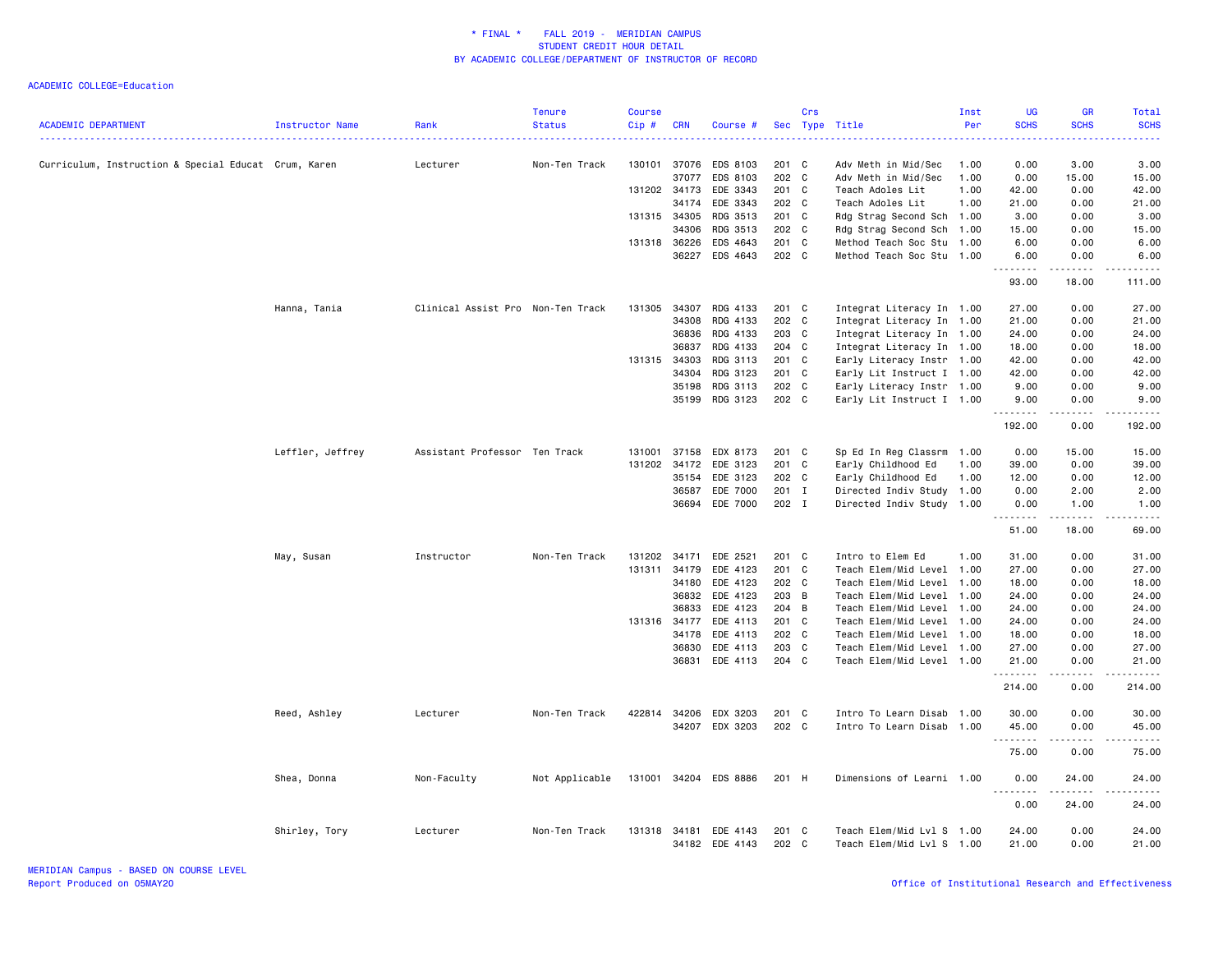# * FINAL * FALL 2019 - MERIDIAN CAMPUS
## STUDENT CREDIT HOUR DETAIL
### BY ACADEMIC COLLEGE/DEPARTMENT OF INSTRUCTOR OF RECORD

ACADEMIC COLLEGE=Education

| ACADEMIC DEPARTMENT | Instructor Name | Rank | Tenure Status | Course Cip # | CRN | Course # | Sec | Crs Type | Title | Inst Per | UG SCHS | GR SCHS | Total SCHS |
|---|---|---|---|---|---|---|---|---|---|---|---|---|---|
| Curriculum, Instruction & Special Educat | Crum, Karen | Lecturer | Non-Ten Track | 130101 | 37076 | EDS 8103 | 201 | C | Adv Meth in Mid/Sec | 1.00 | 0.00 | 3.00 | 3.00 |
| | | | | | 37077 | EDS 8103 | 202 | C | Adv Meth in Mid/Sec | 1.00 | 0.00 | 15.00 | 15.00 |
| | | | | 131202 | 34173 | EDE 3343 | 201 | C | Teach Adoles Lit | 1.00 | 42.00 | 0.00 | 42.00 |
| | | | | | 34174 | EDE 3343 | 202 | C | Teach Adoles Lit | 1.00 | 21.00 | 0.00 | 21.00 |
| | | | | 131315 | 34305 | RDG 3513 | 201 | C | Rdg Strag Second Sch | 1.00 | 3.00 | 0.00 | 3.00 |
| | | | | | 34306 | RDG 3513 | 202 | C | Rdg Strag Second Sch | 1.00 | 15.00 | 0.00 | 15.00 |
| | | | | 131318 | 36226 | EDS 4643 | 201 | C | Method Teach Soc Stu | 1.00 | 6.00 | 0.00 | 6.00 |
| | | | | | 36227 | EDS 4643 | 202 | C | Method Teach Soc Stu | 1.00 | 6.00 | 0.00 | 6.00 |
| | | | | | | | | | | | 93.00 | 18.00 | 111.00 |
| | Hanna, Tania | Clinical Assist Pro | Non-Ten Track | 131305 | 34307 | RDG 4133 | 201 | C | Integrat Literacy In | 1.00 | 27.00 | 0.00 | 27.00 |
| | | | | | 34308 | RDG 4133 | 202 | C | Integrat Literacy In | 1.00 | 21.00 | 0.00 | 21.00 |
| | | | | | 36836 | RDG 4133 | 203 | C | Integrat Literacy In | 1.00 | 24.00 | 0.00 | 24.00 |
| | | | | | 36837 | RDG 4133 | 204 | C | Integrat Literacy In | 1.00 | 18.00 | 0.00 | 18.00 |
| | | | | 131315 | 34303 | RDG 3113 | 201 | C | Early Literacy Instr | 1.00 | 42.00 | 0.00 | 42.00 |
| | | | | | 34304 | RDG 3123 | 201 | C | Early Lit Instruct I | 1.00 | 42.00 | 0.00 | 42.00 |
| | | | | | 35198 | RDG 3113 | 202 | C | Early Literacy Instr | 1.00 | 9.00 | 0.00 | 9.00 |
| | | | | | 35199 | RDG 3123 | 202 | C | Early Lit Instruct I | 1.00 | 9.00 | 0.00 | 9.00 |
| | | | | | | | | | | | 192.00 | 0.00 | 192.00 |
| | Leffler, Jeffrey | Assistant Professor | Ten Track | 131001 | 37158 | EDX 8173 | 201 | C | Sp Ed In Reg Classrm | 1.00 | 0.00 | 15.00 | 15.00 |
| | | | | 131202 | 34172 | EDE 3123 | 201 | C | Early Childhood Ed | 1.00 | 39.00 | 0.00 | 39.00 |
| | | | | | 35154 | EDE 3123 | 202 | C | Early Childhood Ed | 1.00 | 12.00 | 0.00 | 12.00 |
| | | | | | 36587 | EDE 7000 | 201 | I | Directed Indiv Study | 1.00 | 0.00 | 2.00 | 2.00 |
| | | | | | 36694 | EDE 7000 | 202 | I | Directed Indiv Study | 1.00 | 0.00 | 1.00 | 1.00 |
| | | | | | | | | | | | 51.00 | 18.00 | 69.00 |
| | May, Susan | Instructor | Non-Ten Track | 131202 | 34171 | EDE 2521 | 201 | C | Intro to Elem Ed | 1.00 | 31.00 | 0.00 | 31.00 |
| | | | | 131311 | 34179 | EDE 4123 | 201 | C | Teach Elem/Mid Level | 1.00 | 27.00 | 0.00 | 27.00 |
| | | | | | 34180 | EDE 4123 | 202 | C | Teach Elem/Mid Level | 1.00 | 18.00 | 0.00 | 18.00 |
| | | | | | 36832 | EDE 4123 | 203 | B | Teach Elem/Mid Level | 1.00 | 24.00 | 0.00 | 24.00 |
| | | | | | 36833 | EDE 4123 | 204 | B | Teach Elem/Mid Level | 1.00 | 24.00 | 0.00 | 24.00 |
| | | | | 131316 | 34177 | EDE 4113 | 201 | C | Teach Elem/Mid Level | 1.00 | 24.00 | 0.00 | 24.00 |
| | | | | | 34178 | EDE 4113 | 202 | C | Teach Elem/Mid Level | 1.00 | 18.00 | 0.00 | 18.00 |
| | | | | | 36830 | EDE 4113 | 203 | C | Teach Elem/Mid Level | 1.00 | 27.00 | 0.00 | 27.00 |
| | | | | | 36831 | EDE 4113 | 204 | C | Teach Elem/Mid Level | 1.00 | 21.00 | 0.00 | 21.00 |
| | | | | | | | | | | | 214.00 | 0.00 | 214.00 |
| | Reed, Ashley | Lecturer | Non-Ten Track | 422814 | 34206 | EDX 3203 | 201 | C | Intro To Learn Disab | 1.00 | 30.00 | 0.00 | 30.00 |
| | | | | | 34207 | EDX 3203 | 202 | C | Intro To Learn Disab | 1.00 | 45.00 | 0.00 | 45.00 |
| | | | | | | | | | | | 75.00 | 0.00 | 75.00 |
| | Shea, Donna | Non-Faculty | Not Applicable | 131001 | 34204 | EDS 8886 | 201 | H | Dimensions of Learni | 1.00 | 0.00 | 24.00 | 24.00 |
| | | | | | | | | | | | 0.00 | 24.00 | 24.00 |
| | Shirley, Tory | Lecturer | Non-Ten Track | 131318 | 34181 | EDE 4143 | 201 | C | Teach Elem/Mid Lvl S | 1.00 | 24.00 | 0.00 | 24.00 |
| | | | | | 34182 | EDE 4143 | 202 | C | Teach Elem/Mid Lvl S | 1.00 | 21.00 | 0.00 | 21.00 |

MERIDIAN Campus - BASED ON COURSE LEVEL
Report Produced on 05MAY20

Office of Institutional Research and Effectiveness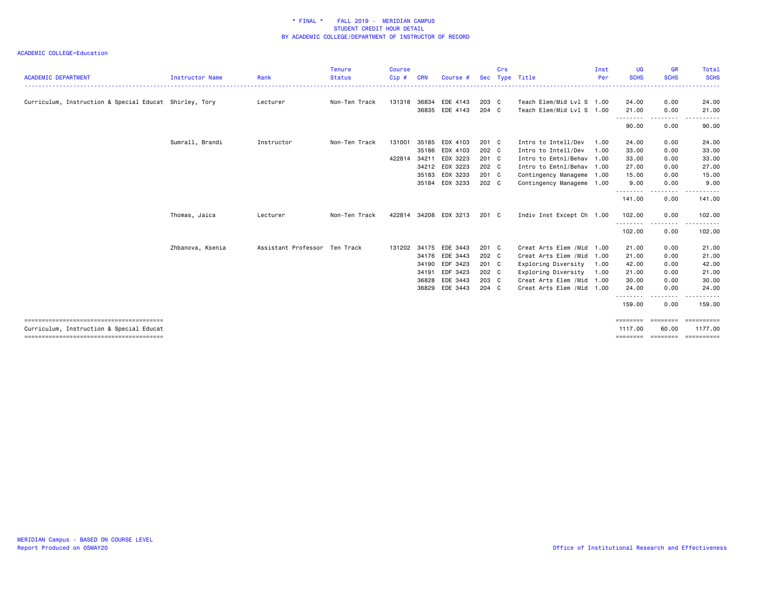\* FINAL \* FALL 2019 - MERIDIAN CAMPUS
STUDENT CREDIT HOUR DETAIL
BY ACADEMIC COLLEGE/DEPARTMENT OF INSTRUCTOR OF RECORD

ACADEMIC COLLEGE=Education

| ACADEMIC DEPARTMENT | Instructor Name | Rank | Tenure Status | Course Cip # | CRN | Course # | Sec | Crs Type | Title | Inst Per | UG SCHS | GR SCHS | Total SCHS |
|---|---|---|---|---|---|---|---|---|---|---|---|---|---|
| Curriculum, Instruction & Special Educat | Shirley, Tory | Lecturer | Non-Ten Track | 131318 | 36834 | EDE 4143 | 203 | C | Teach Elem/Mid Lvl S | 1.00 | 24.00 | 0.00 | 24.00 |
| | | | | | 36835 | EDE 4143 | 204 | C | Teach Elem/Mid Lvl S | 1.00 | 21.00 | 0.00 | 21.00 |
| | | | | | | | | | | | 90.00 | 0.00 | 90.00 |
| | Sumrall, Brandi | Instructor | Non-Ten Track | 131001 | 35185 | EDX 4103 | 201 | C | Intro to Intell/Dev | 1.00 | 24.00 | 0.00 | 24.00 |
| | | | | | 35186 | EDX 4103 | 202 | C | Intro to Intell/Dev | 1.00 | 33.00 | 0.00 | 33.00 |
| | | | | 422814 | 34211 | EDX 3223 | 201 | C | Intro to Emtnl/Behav | 1.00 | 33.00 | 0.00 | 33.00 |
| | | | | | 34212 | EDX 3223 | 202 | C | Intro to Emtnl/Behav | 1.00 | 27.00 | 0.00 | 27.00 |
| | | | | | 35183 | EDX 3233 | 201 | C | Contingency Manageme | 1.00 | 15.00 | 0.00 | 15.00 |
| | | | | | 35184 | EDX 3233 | 202 | C | Contingency Manageme | 1.00 | 9.00 | 0.00 | 9.00 |
| | | | | | | | | | | | 141.00 | 0.00 | 141.00 |
| | Thomas, Jaica | Lecturer | Non-Ten Track | 422814 | 34208 | EDX 3213 | 201 | C | Indiv Inst Except Ch | 1.00 | 102.00 | 0.00 | 102.00 |
| | | | | | | | | | | | 102.00 | 0.00 | 102.00 |
| | Zhbanova, Ksenia | Assistant Professor | Ten Track | 131202 | 34175 | EDE 3443 | 201 | C | Creat Arts Elem /Mid | 1.00 | 21.00 | 0.00 | 21.00 |
| | | | | | 34176 | EDE 3443 | 202 | C | Creat Arts Elem /Mid | 1.00 | 21.00 | 0.00 | 21.00 |
| | | | | | 34190 | EDF 3423 | 201 | C | Exploring Diversity | 1.00 | 42.00 | 0.00 | 42.00 |
| | | | | | 34191 | EDF 3423 | 202 | C | Exploring Diversity | 1.00 | 21.00 | 0.00 | 21.00 |
| | | | | | 36828 | EDE 3443 | 203 | C | Creat Arts Elem /Mid | 1.00 | 30.00 | 0.00 | 30.00 |
| | | | | | 36829 | EDE 3443 | 204 | C | Creat Arts Elem /Mid | 1.00 | 24.00 | 0.00 | 24.00 |
| | | | | | | | | | | | 159.00 | 0.00 | 159.00 |
| Curriculum, Instruction & Special Educat | | | | | | | | | | | 1117.00 | 60.00 | 1177.00 |

MERIDIAN Campus - BASED ON COURSE LEVEL
Report Produced on 05MAY20

Office of Institutional Research and Effectiveness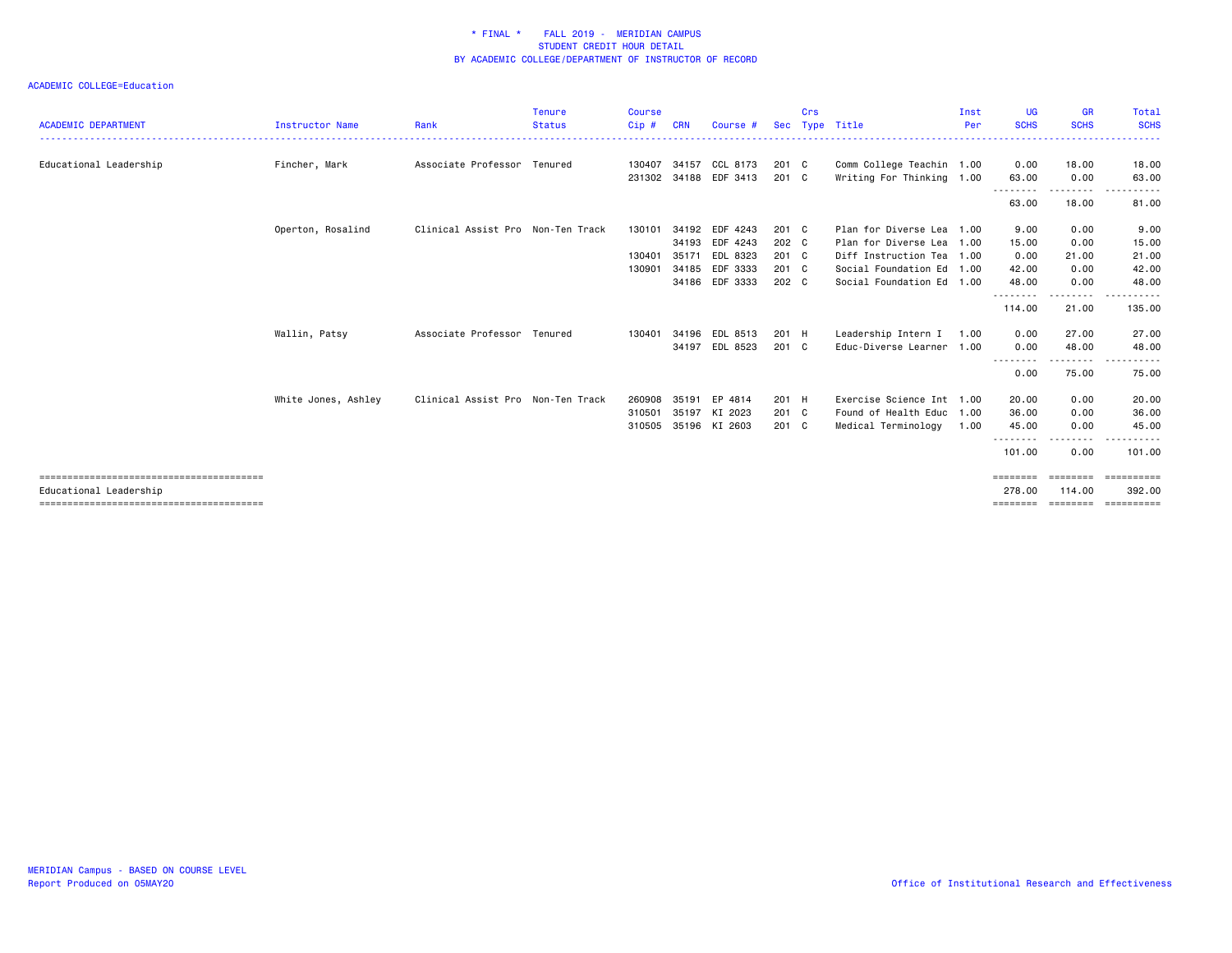# \* FINAL \* FALL 2019 - MERIDIAN CAMPUS
## STUDENT CREDIT HOUR DETAIL
## BY ACADEMIC COLLEGE/DEPARTMENT OF INSTRUCTOR OF RECORD

ACADEMIC COLLEGE=Education

| ACADEMIC DEPARTMENT | Instructor Name | Rank | Tenure Status | Course Cip # | CRN | Course # | Sec | Crs Type | Title | Inst Per | UG SCHS | GR SCHS | Total SCHS |
|---|---|---|---|---|---|---|---|---|---|---|---|---|---|
| Educational Leadership | Fincher, Mark | Associate Professor | Tenured | 130407 | 34157 | CCL 8173 | 201 | C | Comm College Teachin | 1.00 | 0.00 | 18.00 | 18.00 |
| | | | | 231302 | 34188 | EDF 3413 | 201 | C | Writing For Thinking | 1.00 | 63.00 | 0.00 | 63.00 |
| | | | | | | | | | | | 63.00 | 18.00 | 81.00 |
| | Operton, Rosalind | Clinical Assist Pro | Non-Ten Track | 130101 | 34192 | EDF 4243 | 201 | C | Plan for Diverse Lea | 1.00 | 9.00 | 0.00 | 9.00 |
| | | | | | 34193 | EDF 4243 | 202 | C | Plan for Diverse Lea | 1.00 | 15.00 | 0.00 | 15.00 |
| | | | | 130401 | 35171 | EDL 8323 | 201 | C | Diff Instruction Tea | 1.00 | 0.00 | 21.00 | 21.00 |
| | | | | 130901 | 34185 | EDF 3333 | 201 | C | Social Foundation Ed | 1.00 | 42.00 | 0.00 | 42.00 |
| | | | | | 34186 | EDF 3333 | 202 | C | Social Foundation Ed | 1.00 | 48.00 | 0.00 | 48.00 |
| | | | | | | | | | | | 114.00 | 21.00 | 135.00 |
| | Wallin, Patsy | Associate Professor | Tenured | 130401 | 34196 | EDL 8513 | 201 | H | Leadership Intern I | 1.00 | 0.00 | 27.00 | 27.00 |
| | | | | | 34197 | EDL 8523 | 201 | C | Educ-Diverse Learner | 1.00 | 0.00 | 48.00 | 48.00 |
| | | | | | | | | | | | 0.00 | 75.00 | 75.00 |
| | White Jones, Ashley | Clinical Assist Pro | Non-Ten Track | 260908 | 35191 | EP 4814 | 201 | H | Exercise Science Int | 1.00 | 20.00 | 0.00 | 20.00 |
| | | | | 310501 | 35197 | KI 2023 | 201 | C | Found of Health Educ | 1.00 | 36.00 | 0.00 | 36.00 |
| | | | | 310505 | 35196 | KI 2603 | 201 | C | Medical Terminology | 1.00 | 45.00 | 0.00 | 45.00 |
| | | | | | | | | | | | 101.00 | 0.00 | 101.00 |
| Educational Leadership | | | | | | | | | | | 278.00 | 114.00 | 392.00 |

MERIDIAN Campus - BASED ON COURSE LEVEL
Report Produced on 05MAY20

Office of Institutional Research and Effectiveness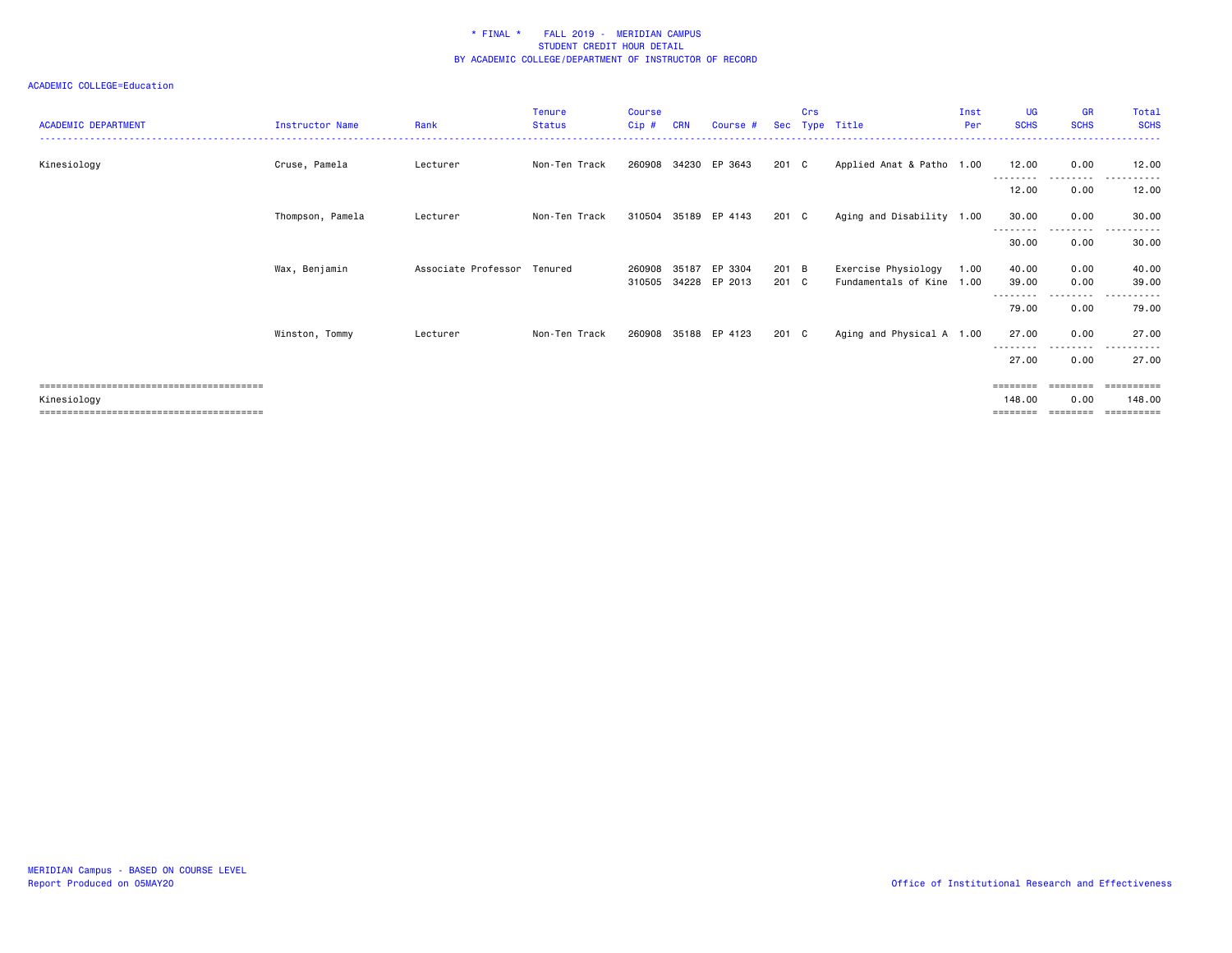\* FINAL \* FALL 2019 - MERIDIAN CAMPUS
STUDENT CREDIT HOUR DETAIL
BY ACADEMIC COLLEGE/DEPARTMENT OF INSTRUCTOR OF RECORD

ACADEMIC COLLEGE=Education

| ACADEMIC DEPARTMENT | Instructor Name | Rank | Tenure Status | Course Cip # | CRN | Course # | Sec | Crs Type | Title | Inst Per | UG SCHS | GR SCHS | Total SCHS |
|---|---|---|---|---|---|---|---|---|---|---|---|---|---|
| Kinesiology | Cruse, Pamela | Lecturer | Non-Ten Track | 260908 | 34230 | EP 3643 | 201 | C | Applied Anat & Patho | 1.00 | 12.00 | 0.00 | 12.00 |
| | | | | | | | | | | | 12.00 | 0.00 | 12.00 |
| | Thompson, Pamela | Lecturer | Non-Ten Track | 310504 | 35189 | EP 4143 | 201 | C | Aging and Disability | 1.00 | 30.00 | 0.00 | 30.00 |
| | | | | | | | | | | | 30.00 | 0.00 | 30.00 |
| | Wax, Benjamin | Associate Professor | Tenured | 260908 | 35187 | EP 3304 | 201 | B | Exercise Physiology | 1.00 | 40.00 | 0.00 | 40.00 |
| | | | | 310505 | 34228 | EP 2013 | 201 | C | Fundamentals of Kine | 1.00 | 39.00 | 0.00 | 39.00 |
| | | | | | | | | | | | 79.00 | 0.00 | 79.00 |
| | Winston, Tommy | Lecturer | Non-Ten Track | 260908 | 35188 | EP 4123 | 201 | C | Aging and Physical A | 1.00 | 27.00 | 0.00 | 27.00 |
| | | | | | | | | | | | 27.00 | 0.00 | 27.00 |
| Kinesiology | | | | | | | | | | | 148.00 | 0.00 | 148.00 |

MERIDIAN Campus - BASED ON COURSE LEVEL
Report Produced on 05MAY20

Office of Institutional Research and Effectiveness